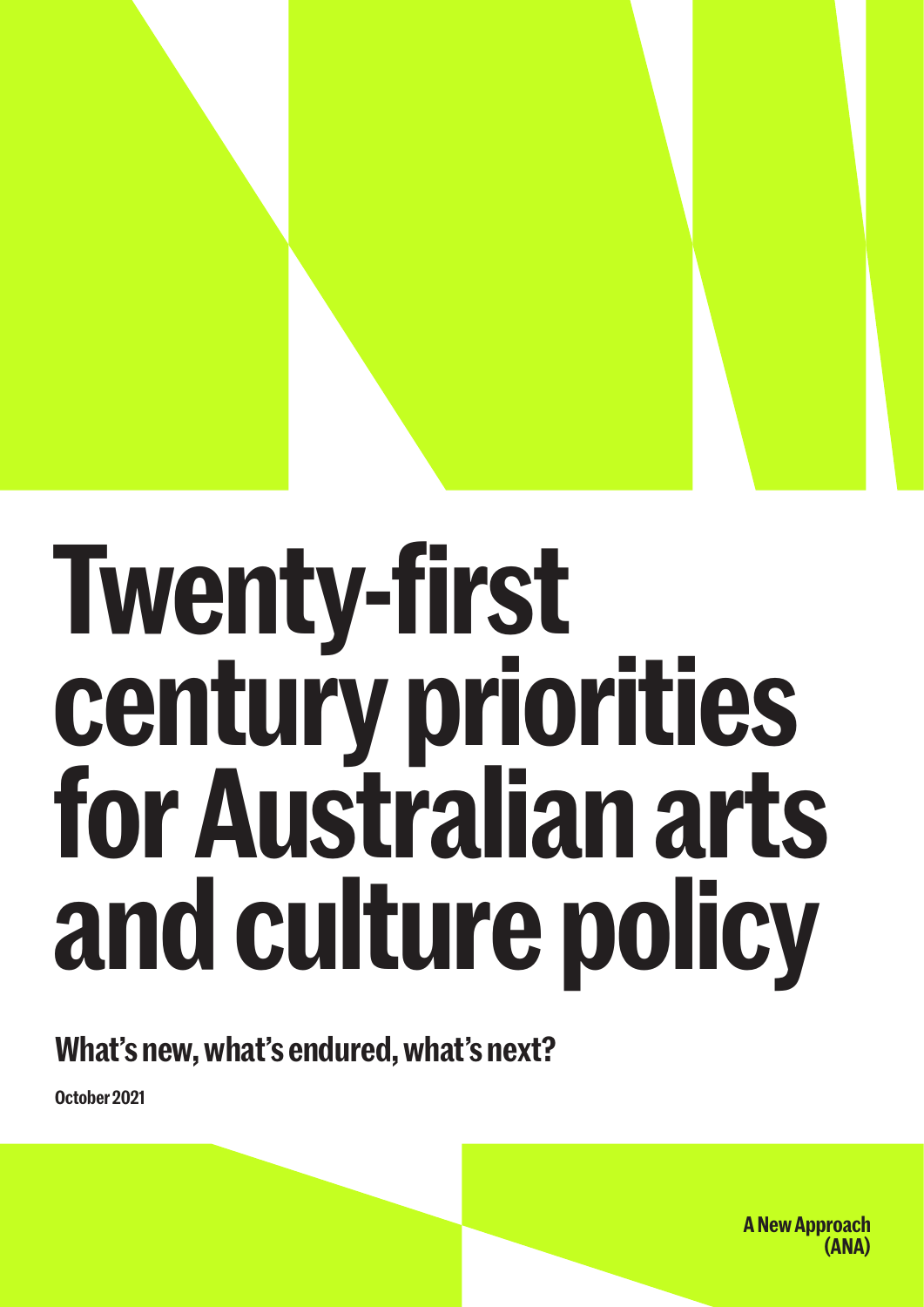# Twenty-first century priorities for Australian arts and culture policy

## What's new, what's endured, what's next?

October 2021

A New Approach (ANA)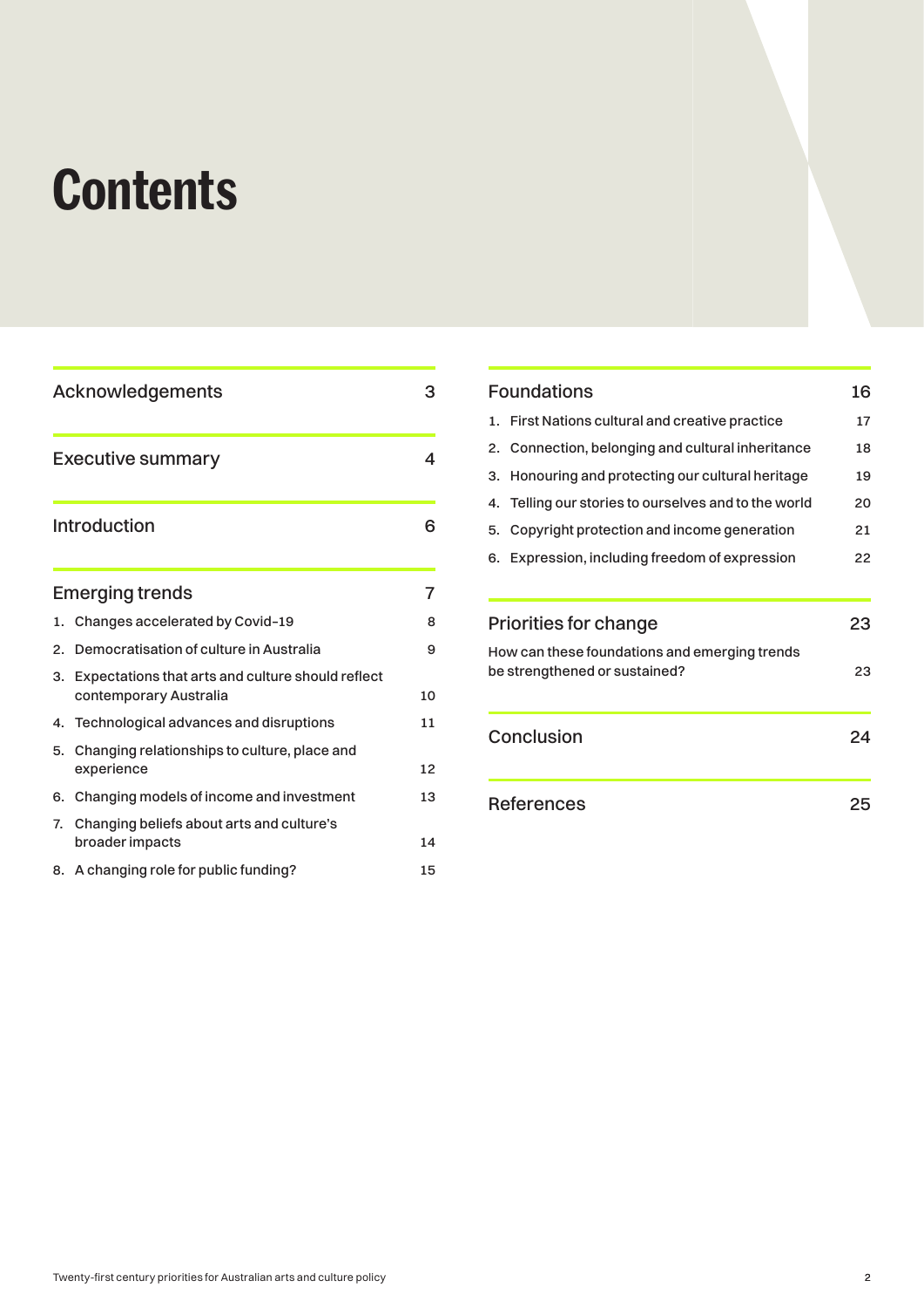# Contents

| | |
|---|---|
| Acknowledgements | 3 |
| Executive summary | 4 |
| Introduction | 6 |
| **Emerging trends** | **7** |
| 1. Changes accelerated by Covid-19 | 8 |
| 2. Democratisation of culture in Australia | 9 |
| 3. Expectations that arts and culture should reflect contemporary Australia | 10 |
| 4. Technological advances and disruptions | 11 |
| 5. Changing relationships to culture, place and experience | 12 |
| 6. Changing models of income and investment | 13 |
| 7. Changing beliefs about arts and culture's broader impacts | 14 |
| 8. A changing role for public funding? | 15 |
| **Foundations** | **16** |
| 1. First Nations cultural and creative practice | 17 |
| 2. Connection, belonging and cultural inheritance | 18 |
| 3. Honouring and protecting our cultural heritage | 19 |
| 4. Telling our stories to ourselves and to the world | 20 |
| 5. Copyright protection and income generation | 21 |
| 6. Expression, including freedom of expression | 22 |
| **Priorities for change** | **23** |
| How can these foundations and emerging trends be strengthened or sustained? | 23 |
| Conclusion | 24 |
| References | 25 |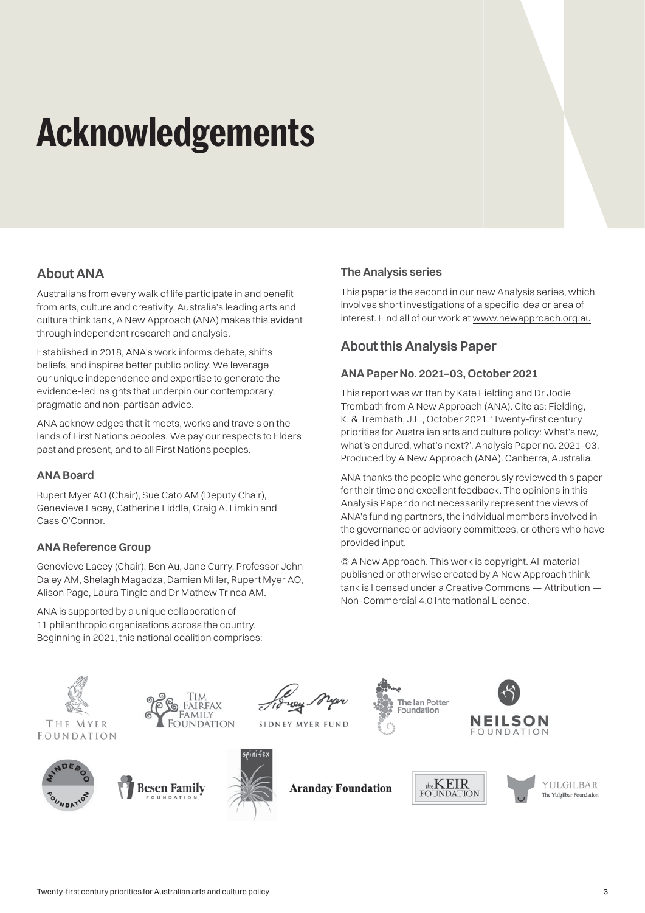# Acknowledgements

## About ANA

Australians from every walk of life participate in and benefit from arts, culture and creativity. Australia's leading arts and culture think tank, A New Approach (ANA) makes this evident through independent research and analysis.

Established in 2018, ANA's work informs debate, shifts beliefs, and inspires better public policy. We leverage our unique independence and expertise to generate the evidence-led insights that underpin our contemporary, pragmatic and non-partisan advice.

ANA acknowledges that it meets, works and travels on the lands of First Nations peoples. We pay our respects to Elders past and present, and to all First Nations peoples.

### ANA Board

Rupert Myer AO (Chair), Sue Cato AM (Deputy Chair), Genevieve Lacey, Catherine Liddle, Craig A. Limkin and Cass O'Connor.

### ANA Reference Group

Genevieve Lacey (Chair), Ben Au, Jane Curry, Professor John Daley AM, Shelagh Magadza, Damien Miller, Rupert Myer AO, Alison Page, Laura Tingle and Dr Mathew Trinca AM.

ANA is supported by a unique collaboration of 11 philanthropic organisations across the country. Beginning in 2021, this national coalition comprises:

The Myer Foundation, Tim Fairfax Family Foundation, Sidney Myer Fund, The Ian Potter Foundation, Neilson Foundation, Minderoo Foundation, Besen Family Foundation, Spinifex, Aranday Foundation, the Keir Foundation, Yulgilbar – The Yulgilbar Foundation

### The Analysis series

This paper is the second in our new Analysis series, which involves short investigations of a specific idea or area of interest. Find all of our work at www.newapproach.org.au

## About this Analysis Paper

### ANA Paper No. 2021–03, October 2021

This report was written by Kate Fielding and Dr Jodie Trembath from A New Approach (ANA). Cite as: Fielding, K. & Trembath, J.L., October 2021. 'Twenty-first century priorities for Australian arts and culture policy: What's new, what's endured, what's next?'. Analysis Paper no. 2021–03. Produced by A New Approach (ANA). Canberra, Australia.

ANA thanks the people who generously reviewed this paper for their time and excellent feedback. The opinions in this Analysis Paper do not necessarily represent the views of ANA's funding partners, the individual members involved in the governance or advisory committees, or others who have provided input.

© A New Approach. This work is copyright. All material published or otherwise created by A New Approach think tank is licensed under a Creative Commons — Attribution — Non-Commercial 4.0 International Licence.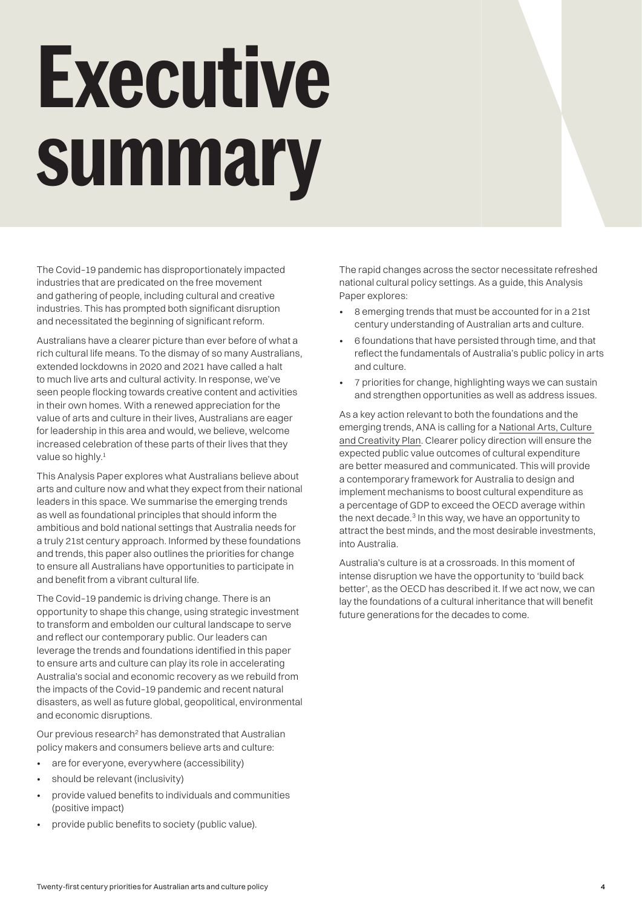# Executive summary

The Covid-19 pandemic has disproportionately impacted industries that are predicated on the free movement and gathering of people, including cultural and creative industries. This has prompted both significant disruption and necessitated the beginning of significant reform.

Australians have a clearer picture than ever before of what a rich cultural life means. To the dismay of so many Australians, extended lockdowns in 2020 and 2021 have called a halt to much live arts and cultural activity. In response, we've seen people flocking towards creative content and activities in their own homes. With a renewed appreciation for the value of arts and culture in their lives, Australians are eager for leadership in this area and would, we believe, welcome increased celebration of these parts of their lives that they value so highly.[1]

This Analysis Paper explores what Australians believe about arts and culture now and what they expect from their national leaders in this space. We summarise the emerging trends as well as foundational principles that should inform the ambitious and bold national settings that Australia needs for a truly 21st century approach. Informed by these foundations and trends, this paper also outlines the priorities for change to ensure all Australians have opportunities to participate in and benefit from a vibrant cultural life.

The Covid-19 pandemic is driving change. There is an opportunity to shape this change, using strategic investment to transform and embolden our cultural landscape to serve and reflect our contemporary public. Our leaders can leverage the trends and foundations identified in this paper to ensure arts and culture can play its role in accelerating Australia's social and economic recovery as we rebuild from the impacts of the Covid-19 pandemic and recent natural disasters, as well as future global, geopolitical, environmental and economic disruptions.

Our previous research[2] has demonstrated that Australian policy makers and consumers believe arts and culture:

- are for everyone, everywhere (accessibility)
- should be relevant (inclusivity)
- provide valued benefits to individuals and communities (positive impact)
- provide public benefits to society (public value).

The rapid changes across the sector necessitate refreshed national cultural policy settings. As a guide, this Analysis Paper explores:

- 8 emerging trends that must be accounted for in a 21st century understanding of Australian arts and culture.
- 6 foundations that have persisted through time, and that reflect the fundamentals of Australia's public policy in arts and culture.
- 7 priorities for change, highlighting ways we can sustain and strengthen opportunities as well as address issues.

As a key action relevant to both the foundations and the emerging trends, ANA is calling for a National Arts, Culture and Creativity Plan. Clearer policy direction will ensure the expected public value outcomes of cultural expenditure are better measured and communicated. This will provide a contemporary framework for Australia to design and implement mechanisms to boost cultural expenditure as a percentage of GDP to exceed the OECD average within the next decade.[3] In this way, we have an opportunity to attract the best minds, and the most desirable investments, into Australia.

Australia's culture is at a crossroads. In this moment of intense disruption we have the opportunity to 'build back better', as the OECD has described it. If we act now, we can lay the foundations of a cultural inheritance that will benefit future generations for the decades to come.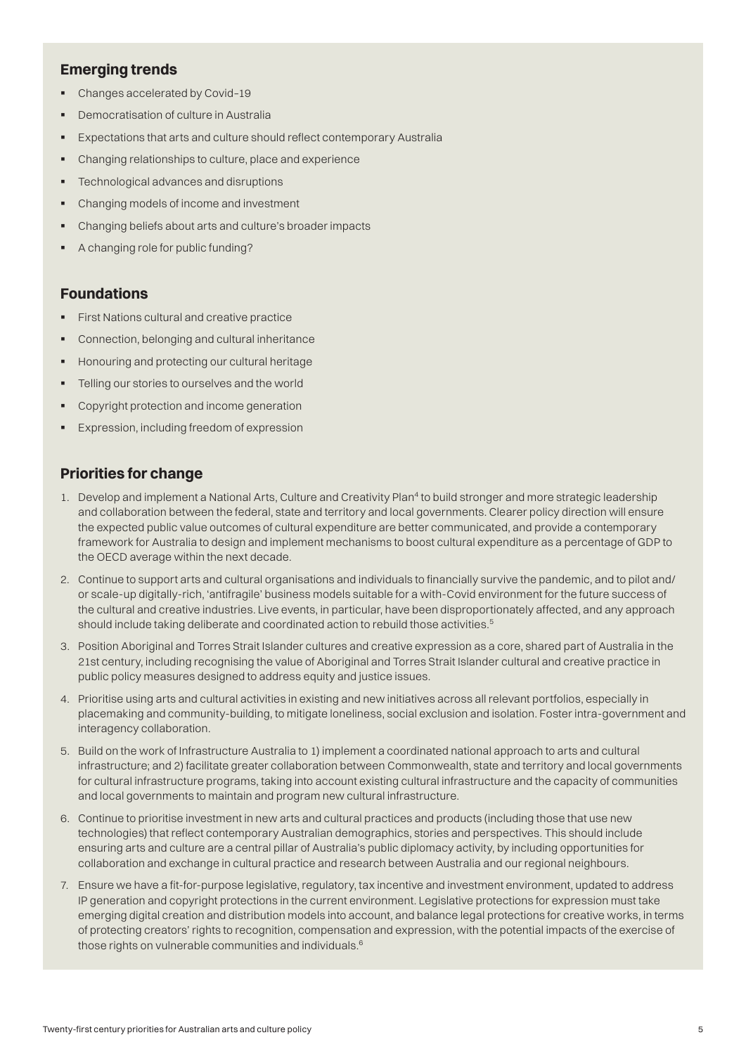## Emerging trends

- Changes accelerated by Covid-19
- Democratisation of culture in Australia
- Expectations that arts and culture should reflect contemporary Australia
- Changing relationships to culture, place and experience
- Technological advances and disruptions
- Changing models of income and investment
- Changing beliefs about arts and culture's broader impacts
- A changing role for public funding?

## Foundations

- First Nations cultural and creative practice
- Connection, belonging and cultural inheritance
- Honouring and protecting our cultural heritage
- Telling our stories to ourselves and the world
- Copyright protection and income generation
- Expression, including freedom of expression

## Priorities for change

1. Develop and implement a National Arts, Culture and Creativity Plan[4] to build stronger and more strategic leadership and collaboration between the federal, state and territory and local governments. Clearer policy direction will ensure the expected public value outcomes of cultural expenditure are better communicated, and provide a contemporary framework for Australia to design and implement mechanisms to boost cultural expenditure as a percentage of GDP to the OECD average within the next decade.
2. Continue to support arts and cultural organisations and individuals to financially survive the pandemic, and to pilot and/or scale-up digitally-rich, 'antifragile' business models suitable for a with-Covid environment for the future success of the cultural and creative industries. Live events, in particular, have been disproportionately affected, and any approach should include taking deliberate and coordinated action to rebuild those activities.[5]
3. Position Aboriginal and Torres Strait Islander cultures and creative expression as a core, shared part of Australia in the 21st century, including recognising the value of Aboriginal and Torres Strait Islander cultural and creative practice in public policy measures designed to address equity and justice issues.
4. Prioritise using arts and cultural activities in existing and new initiatives across all relevant portfolios, especially in placemaking and community-building, to mitigate loneliness, social exclusion and isolation. Foster intra-government and interagency collaboration.
5. Build on the work of Infrastructure Australia to 1) implement a coordinated national approach to arts and cultural infrastructure; and 2) facilitate greater collaboration between Commonwealth, state and territory and local governments for cultural infrastructure programs, taking into account existing cultural infrastructure and the capacity of communities and local governments to maintain and program new cultural infrastructure.
6. Continue to prioritise investment in new arts and cultural practices and products (including those that use new technologies) that reflect contemporary Australian demographics, stories and perspectives. This should include ensuring arts and culture are a central pillar of Australia's public diplomacy activity, by including opportunities for collaboration and exchange in cultural practice and research between Australia and our regional neighbours.
7. Ensure we have a fit-for-purpose legislative, regulatory, tax incentive and investment environment, updated to address IP generation and copyright protections in the current environment. Legislative protections for expression must take emerging digital creation and distribution models into account, and balance legal protections for creative works, in terms of protecting creators' rights to recognition, compensation and expression, with the potential impacts of the exercise of those rights on vulnerable communities and individuals.[6]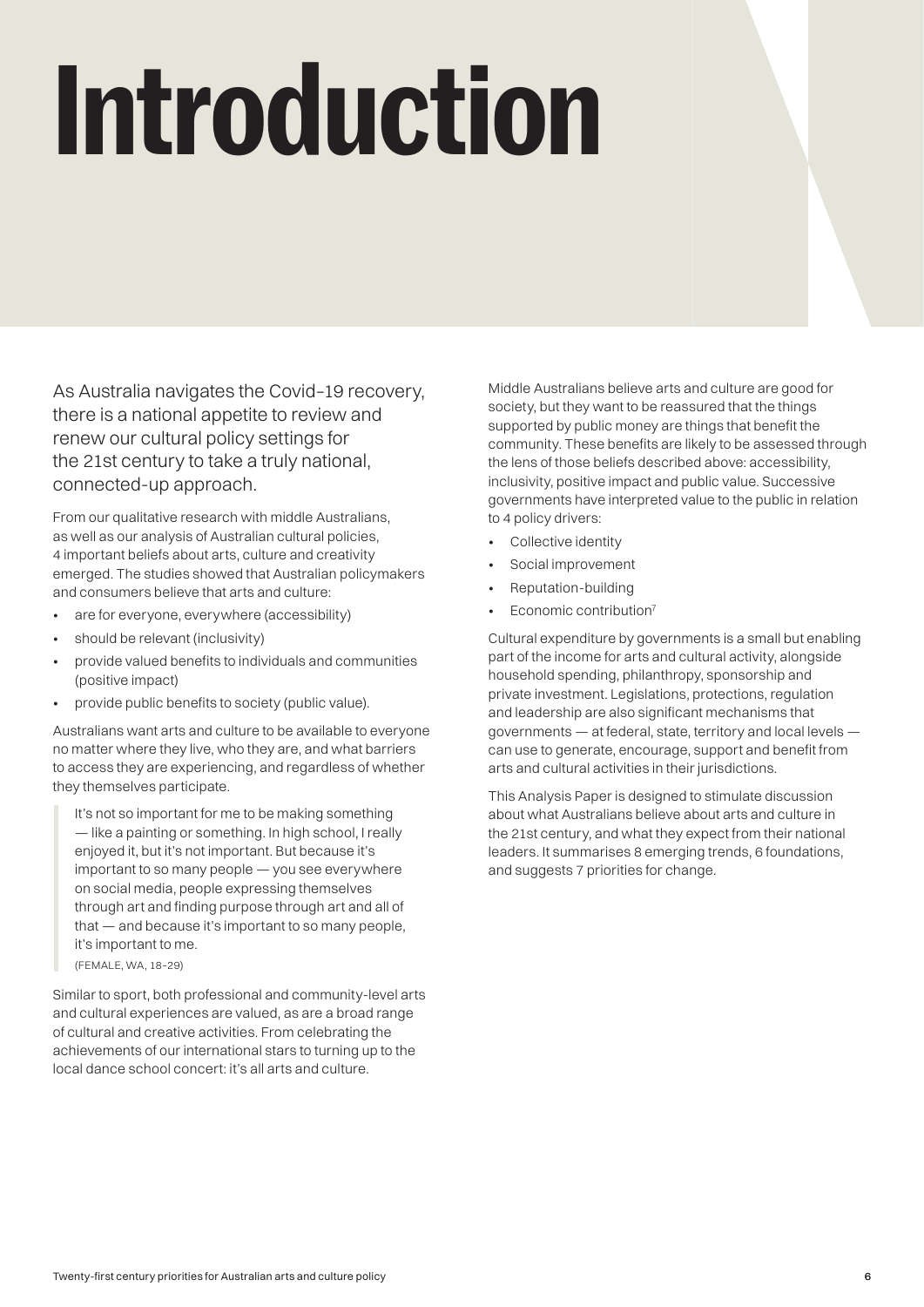# Introduction

As Australia navigates the Covid-19 recovery, there is a national appetite to review and renew our cultural policy settings for the 21st century to take a truly national, connected-up approach.

From our qualitative research with middle Australians, as well as our analysis of Australian cultural policies, 4 important beliefs about arts, culture and creativity emerged. The studies showed that Australian policymakers and consumers believe that arts and culture:

- are for everyone, everywhere (accessibility)
- should be relevant (inclusivity)
- provide valued benefits to individuals and communities (positive impact)
- provide public benefits to society (public value).

Australians want arts and culture to be available to everyone no matter where they live, who they are, and what barriers to access they are experiencing, and regardless of whether they themselves participate.

> It's not so important for me to be making something — like a painting or something. In high school, I really enjoyed it, but it's not important. But because it's important to so many people — you see everywhere on social media, people expressing themselves through art and finding purpose through art and all of that — and because it's important to so many people, it's important to me.
>
> (FEMALE, WA, 18–29)

Similar to sport, both professional and community-level arts and cultural experiences are valued, as are a broad range of cultural and creative activities. From celebrating the achievements of our international stars to turning up to the local dance school concert: it's all arts and culture.

Middle Australians believe arts and culture are good for society, but they want to be reassured that the things supported by public money are things that benefit the community. These benefits are likely to be assessed through the lens of those beliefs described above: accessibility, inclusivity, positive impact and public value. Successive governments have interpreted value to the public in relation to 4 policy drivers:

- Collective identity
- Social improvement
- Reputation-building
- Economic contribution[7]

Cultural expenditure by governments is a small but enabling part of the income for arts and cultural activity, alongside household spending, philanthropy, sponsorship and private investment. Legislations, protections, regulation and leadership are also significant mechanisms that governments — at federal, state, territory and local levels — can use to generate, encourage, support and benefit from arts and cultural activities in their jurisdictions.

This Analysis Paper is designed to stimulate discussion about what Australians believe about arts and culture in the 21st century, and what they expect from their national leaders. It summarises 8 emerging trends, 6 foundations, and suggests 7 priorities for change.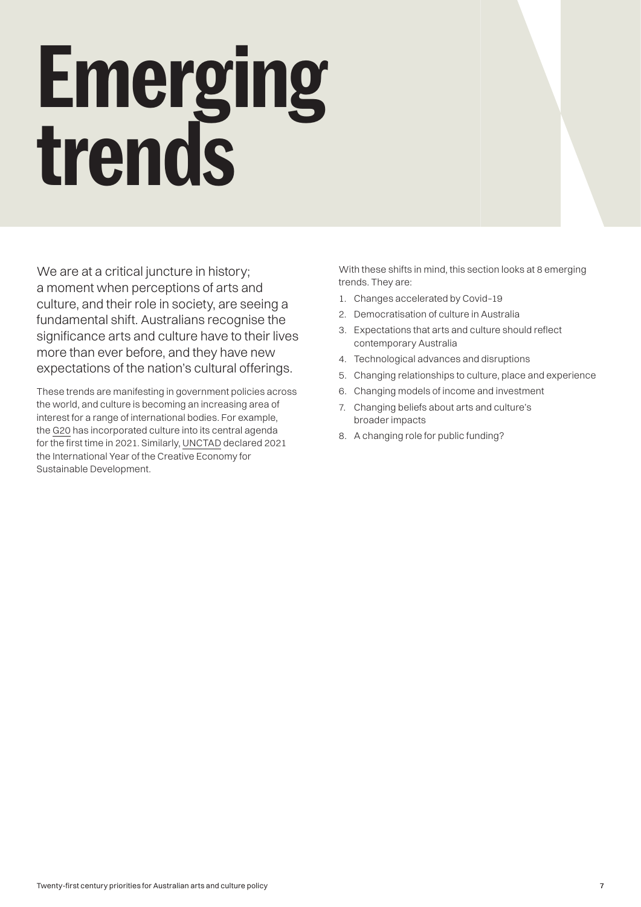# Emerging trends

We are at a critical juncture in history; a moment when perceptions of arts and culture, and their role in society, are seeing a fundamental shift. Australians recognise the significance arts and culture have to their lives more than ever before, and they have new expectations of the nation's cultural offerings.

These trends are manifesting in government policies across the world, and culture is becoming an increasing area of interest for a range of international bodies. For example, the G20 has incorporated culture into its central agenda for the first time in 2021. Similarly, UNCTAD declared 2021 the International Year of the Creative Economy for Sustainable Development.

With these shifts in mind, this section looks at 8 emerging trends. They are:

1. Changes accelerated by Covid-19
2. Democratisation of culture in Australia
3. Expectations that arts and culture should reflect contemporary Australia
4. Technological advances and disruptions
5. Changing relationships to culture, place and experience
6. Changing models of income and investment
7. Changing beliefs about arts and culture's broader impacts
8. A changing role for public funding?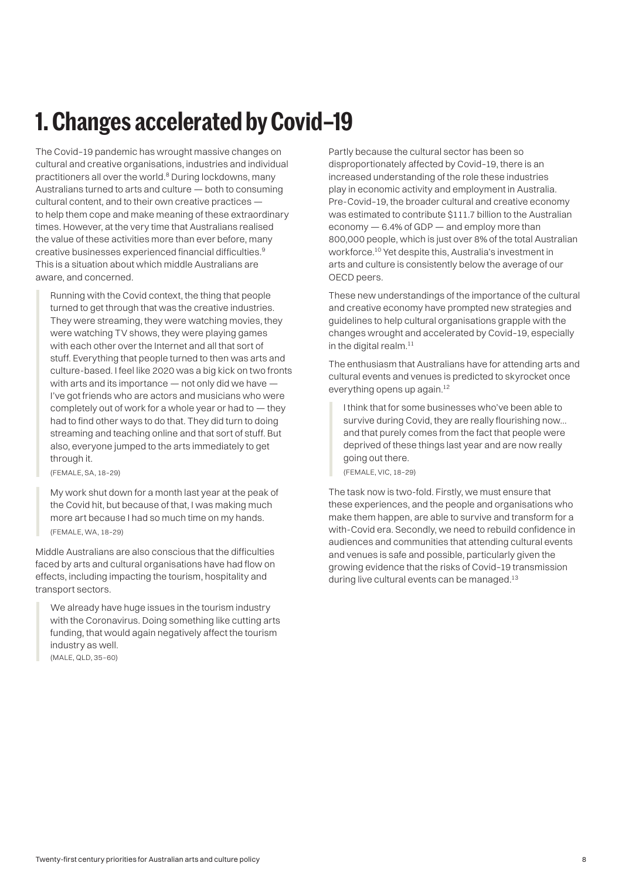# 1. Changes accelerated by Covid-19

The Covid-19 pandemic has wrought massive changes on cultural and creative organisations, industries and individual practitioners all over the world.[8] During lockdowns, many Australians turned to arts and culture — both to consuming cultural content, and to their own creative practices — to help them cope and make meaning of these extraordinary times. However, at the very time that Australians realised the value of these activities more than ever before, many creative businesses experienced financial difficulties.[9] This is a situation about which middle Australians are aware, and concerned.

> Running with the Covid context, the thing that people turned to get through that was the creative industries. They were streaming, they were watching movies, they were watching TV shows, they were playing games with each other over the Internet and all that sort of stuff. Everything that people turned to then was arts and culture-based. I feel like 2020 was a big kick on two fronts with arts and its importance — not only did we have — I've got friends who are actors and musicians who were completely out of work for a whole year or had to — they had to find other ways to do that. They did turn to doing streaming and teaching online and that sort of stuff. But also, everyone jumped to the arts immediately to get through it.
>
> (FEMALE, SA, 18–29)

> My work shut down for a month last year at the peak of the Covid hit, but because of that, I was making much more art because I had so much time on my hands.
>
> (FEMALE, WA, 18–29)

Middle Australians are also conscious that the difficulties faced by arts and cultural organisations have had flow on effects, including impacting the tourism, hospitality and transport sectors.

> We already have huge issues in the tourism industry with the Coronavirus. Doing something like cutting arts funding, that would again negatively affect the tourism industry as well.
>
> (MALE, QLD, 35–60)

Partly because the cultural sector has been so disproportionately affected by Covid-19, there is an increased understanding of the role these industries play in economic activity and employment in Australia. Pre-Covid-19, the broader cultural and creative economy was estimated to contribute $111.7 billion to the Australian economy — 6.4% of GDP — and employ more than 800,000 people, which is just over 8% of the total Australian workforce.[10] Yet despite this, Australia's investment in arts and culture is consistently below the average of our OECD peers.

These new understandings of the importance of the cultural and creative economy have prompted new strategies and guidelines to help cultural organisations grapple with the changes wrought and accelerated by Covid-19, especially in the digital realm.[11]

The enthusiasm that Australians have for attending arts and cultural events and venues is predicted to skyrocket once everything opens up again.[12]

> I think that for some businesses who've been able to survive during Covid, they are really flourishing now… and that purely comes from the fact that people were deprived of these things last year and are now really going out there.
>
> (FEMALE, VIC, 18–29)

The task now is two-fold. Firstly, we must ensure that these experiences, and the people and organisations who make them happen, are able to survive and transform for a with-Covid era. Secondly, we need to rebuild confidence in audiences and communities that attending cultural events and venues is safe and possible, particularly given the growing evidence that the risks of Covid-19 transmission during live cultural events can be managed.[13]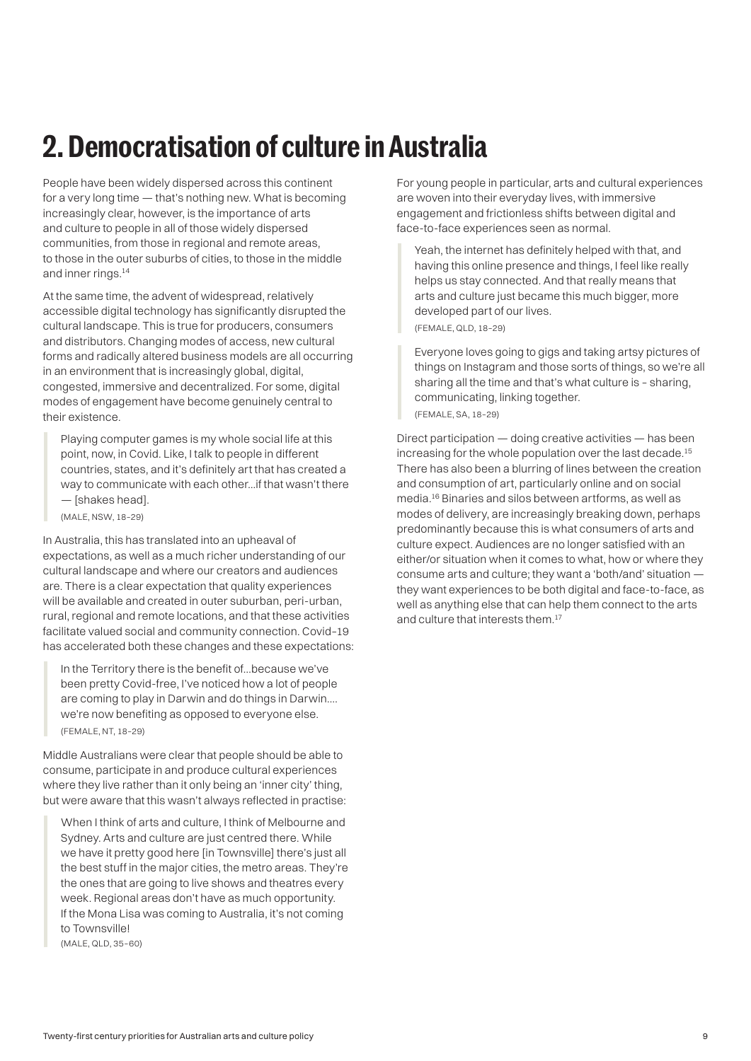## 2. Democratisation of culture in Australia

People have been widely dispersed across this continent for a very long time — that's nothing new. What is becoming increasingly clear, however, is the importance of arts and culture to people in all of those widely dispersed communities, from those in regional and remote areas, to those in the outer suburbs of cities, to those in the middle and inner rings.[14]

At the same time, the advent of widespread, relatively accessible digital technology has significantly disrupted the cultural landscape. This is true for producers, consumers and distributors. Changing modes of access, new cultural forms and radically altered business models are all occurring in an environment that is increasingly global, digital, congested, immersive and decentralized. For some, digital modes of engagement have become genuinely central to their existence.

> Playing computer games is my whole social life at this point, now, in Covid. Like, I talk to people in different countries, states, and it's definitely art that has created a way to communicate with each other...if that wasn't there — [shakes head].
>
> (MALE, NSW, 18–29)

In Australia, this has translated into an upheaval of expectations, as well as a much richer understanding of our cultural landscape and where our creators and audiences are. There is a clear expectation that quality experiences will be available and created in outer suburban, peri-urban, rural, regional and remote locations, and that these activities facilitate valued social and community connection. Covid-19 has accelerated both these changes and these expectations:

> In the Territory there is the benefit of...because we've been pretty Covid-free, I've noticed how a lot of people are coming to play in Darwin and do things in Darwin.... we're now benefiting as opposed to everyone else.
>
> (FEMALE, NT, 18–29)

Middle Australians were clear that people should be able to consume, participate in and produce cultural experiences where they live rather than it only being an 'inner city' thing, but were aware that this wasn't always reflected in practise:

> When I think of arts and culture, I think of Melbourne and Sydney. Arts and culture are just centred there. While we have it pretty good here [in Townsville] there's just all the best stuff in the major cities, the metro areas. They're the ones that are going to live shows and theatres every week. Regional areas don't have as much opportunity. If the Mona Lisa was coming to Australia, it's not coming to Townsville!
>
> (MALE, QLD, 35–60)

For young people in particular, arts and cultural experiences are woven into their everyday lives, with immersive engagement and frictionless shifts between digital and face-to-face experiences seen as normal.

> Yeah, the internet has definitely helped with that, and having this online presence and things, I feel like really helps us stay connected. And that really means that arts and culture just became this much bigger, more developed part of our lives.
>
> (FEMALE, QLD, 18–29)

> Everyone loves going to gigs and taking artsy pictures of things on Instagram and those sorts of things, so we're all sharing all the time and that's what culture is - sharing, communicating, linking together.
>
> (FEMALE, SA, 18–29)

Direct participation — doing creative activities — has been increasing for the whole population over the last decade.[15] There has also been a blurring of lines between the creation and consumption of art, particularly online and on social media.[16] Binaries and silos between artforms, as well as modes of delivery, are increasingly breaking down, perhaps predominantly because this is what consumers of arts and culture expect. Audiences are no longer satisfied with an either/or situation when it comes to what, how or where they consume arts and culture; they want a 'both/and' situation — they want experiences to be both digital and face-to-face, as well as anything else that can help them connect to the arts and culture that interests them.[17]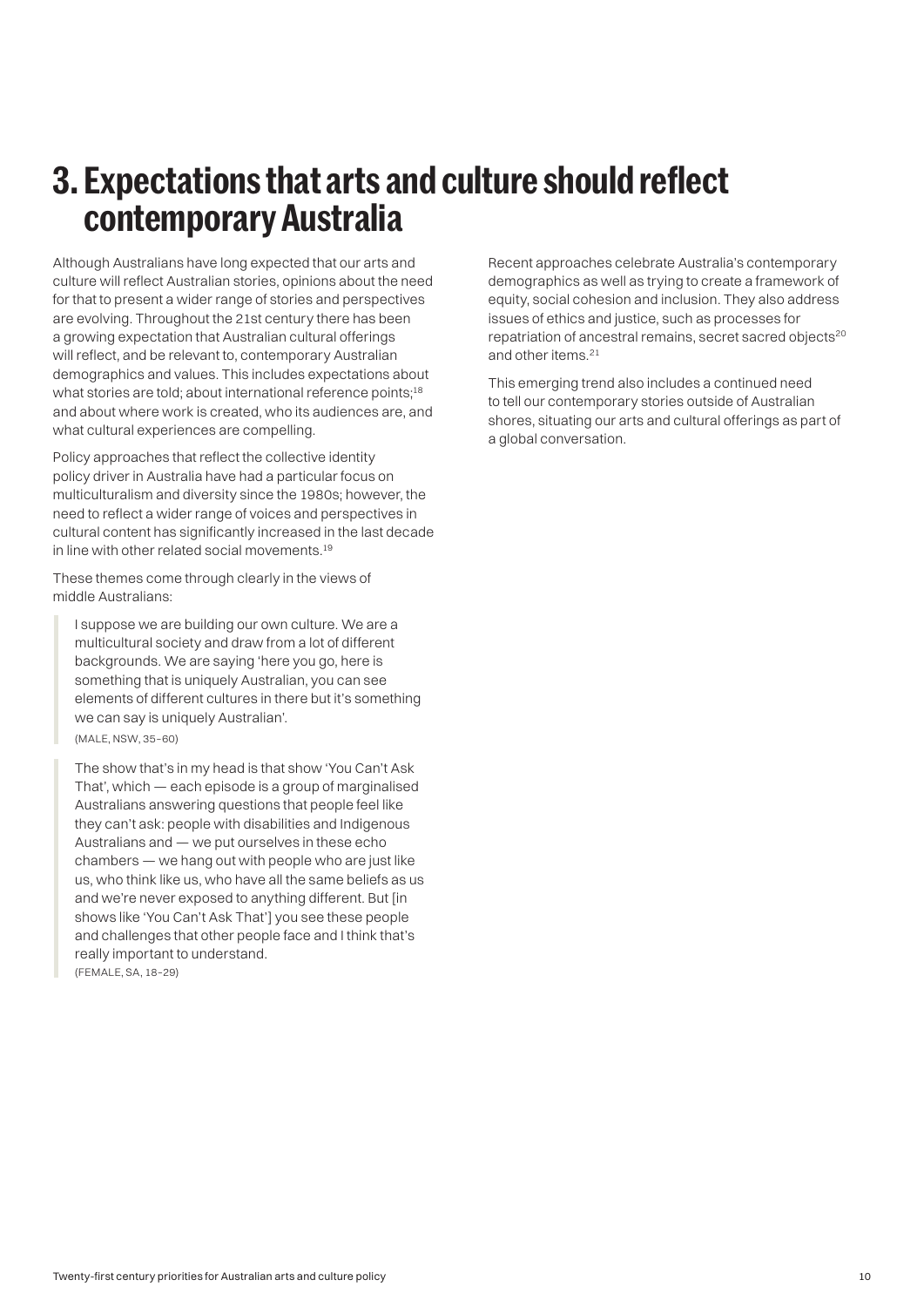# 3. Expectations that arts and culture should reflect contemporary Australia

Although Australians have long expected that our arts and culture will reflect Australian stories, opinions about the need for that to present a wider range of stories and perspectives are evolving. Throughout the 21st century there has been a growing expectation that Australian cultural offerings will reflect, and be relevant to, contemporary Australian demographics and values. This includes expectations about what stories are told; about international reference points;[18] and about where work is created, who its audiences are, and what cultural experiences are compelling.

Policy approaches that reflect the collective identity policy driver in Australia have had a particular focus on multiculturalism and diversity since the 1980s; however, the need to reflect a wider range of voices and perspectives in cultural content has significantly increased in the last decade in line with other related social movements.[19]

These themes come through clearly in the views of middle Australians:

> I suppose we are building our own culture. We are a multicultural society and draw from a lot of different backgrounds. We are saying 'here you go, here is something that is uniquely Australian, you can see elements of different cultures in there but it's something we can say is uniquely Australian'.
>
> (MALE, NSW, 35–60)

> The show that's in my head is that show 'You Can't Ask That', which — each episode is a group of marginalised Australians answering questions that people feel like they can't ask: people with disabilities and Indigenous Australians and — we put ourselves in these echo chambers — we hang out with people who are just like us, who think like us, who have all the same beliefs as us and we're never exposed to anything different. But [in shows like 'You Can't Ask That'] you see these people and challenges that other people face and I think that's really important to understand.
>
> (FEMALE, SA, 18–29)

Recent approaches celebrate Australia's contemporary demographics as well as trying to create a framework of equity, social cohesion and inclusion. They also address issues of ethics and justice, such as processes for repatriation of ancestral remains, secret sacred objects[20] and other items.[21]

This emerging trend also includes a continued need to tell our contemporary stories outside of Australian shores, situating our arts and cultural offerings as part of a global conversation.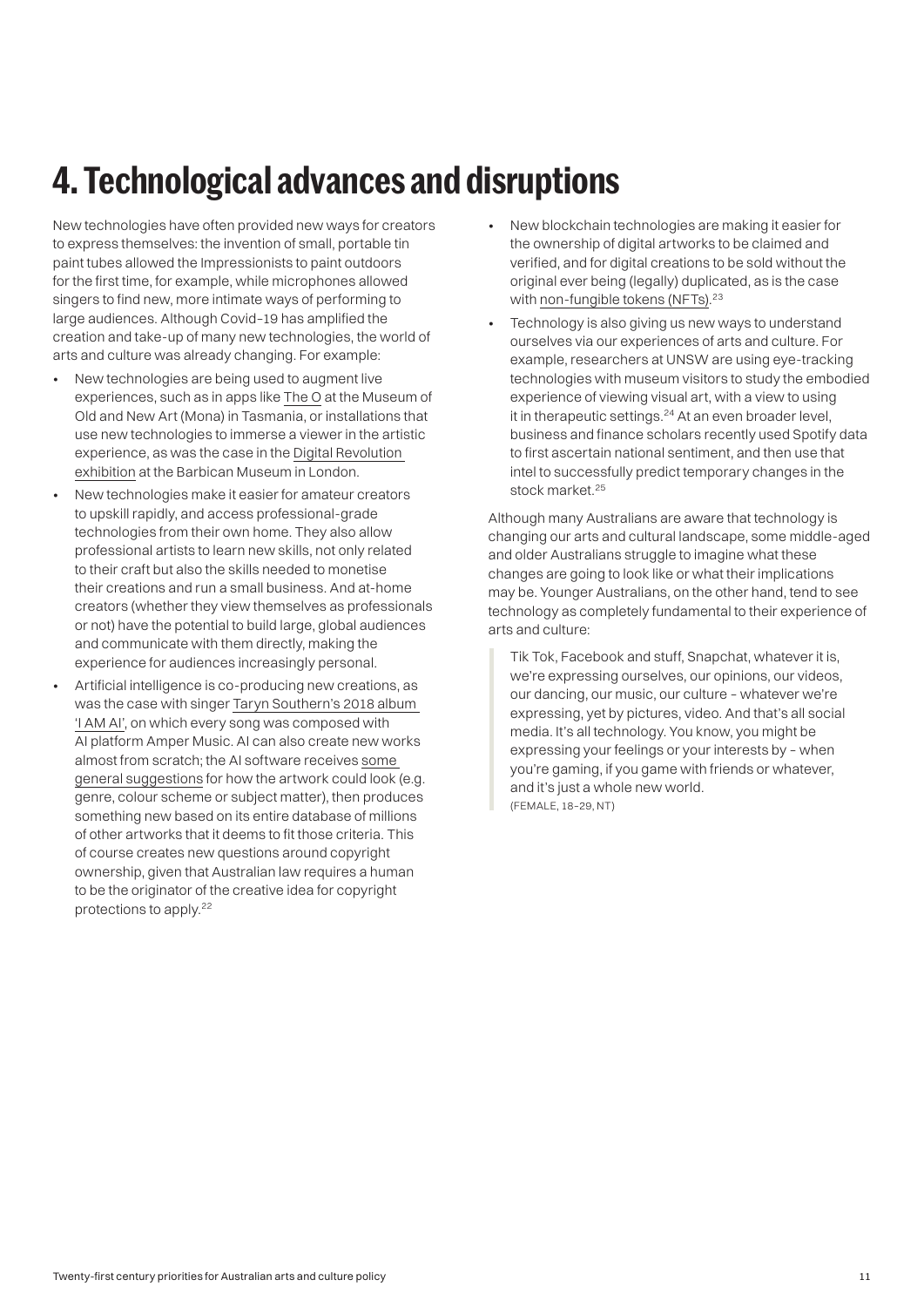# 4. Technological advances and disruptions

New technologies have often provided new ways for creators to express themselves: the invention of small, portable tin paint tubes allowed the Impressionists to paint outdoors for the first time, for example, while microphones allowed singers to find new, more intimate ways of performing to large audiences. Although Covid-19 has amplified the creation and take-up of many new technologies, the world of arts and culture was already changing. For example:

- New technologies are being used to augment live experiences, such as in apps like The O at the Museum of Old and New Art (Mona) in Tasmania, or installations that use new technologies to immerse a viewer in the artistic experience, as was the case in the Digital Revolution exhibition at the Barbican Museum in London.
- New technologies make it easier for amateur creators to upskill rapidly, and access professional-grade technologies from their own home. They also allow professional artists to learn new skills, not only related to their craft but also the skills needed to monetise their creations and run a small business. And at-home creators (whether they view themselves as professionals or not) have the potential to build large, global audiences and communicate with them directly, making the experience for audiences increasingly personal.
- Artificial intelligence is co-producing new creations, as was the case with singer Taryn Southern's 2018 album 'I AM AI', on which every song was composed with AI platform Amper Music. AI can also create new works almost from scratch; the AI software receives some general suggestions for how the artwork could look (e.g. genre, colour scheme or subject matter), then produces something new based on its entire database of millions of other artworks that it deems to fit those criteria. This of course creates new questions around copyright ownership, given that Australian law requires a human to be the originator of the creative idea for copyright protections to apply.[22]
- New blockchain technologies are making it easier for the ownership of digital artworks to be claimed and verified, and for digital creations to be sold without the original ever being (legally) duplicated, as is the case with non-fungible tokens (NFTs).[23]
- Technology is also giving us new ways to understand ourselves via our experiences of arts and culture. For example, researchers at UNSW are using eye-tracking technologies with museum visitors to study the embodied experience of viewing visual art, with a view to using it in therapeutic settings.[24] At an even broader level, business and finance scholars recently used Spotify data to first ascertain national sentiment, and then use that intel to successfully predict temporary changes in the stock market.[25]

Although many Australians are aware that technology is changing our arts and cultural landscape, some middle-aged and older Australians struggle to imagine what these changes are going to look like or what their implications may be. Younger Australians, on the other hand, tend to see technology as completely fundamental to their experience of arts and culture:

> Tik Tok, Facebook and stuff, Snapchat, whatever it is, we're expressing ourselves, our opinions, our videos, our dancing, our music, our culture – whatever we're expressing, yet by pictures, video. And that's all social media. It's all technology. You know, you might be expressing your feelings or your interests by – when you're gaming, if you game with friends or whatever, and it's just a whole new world.
> (FEMALE, 18–29, NT)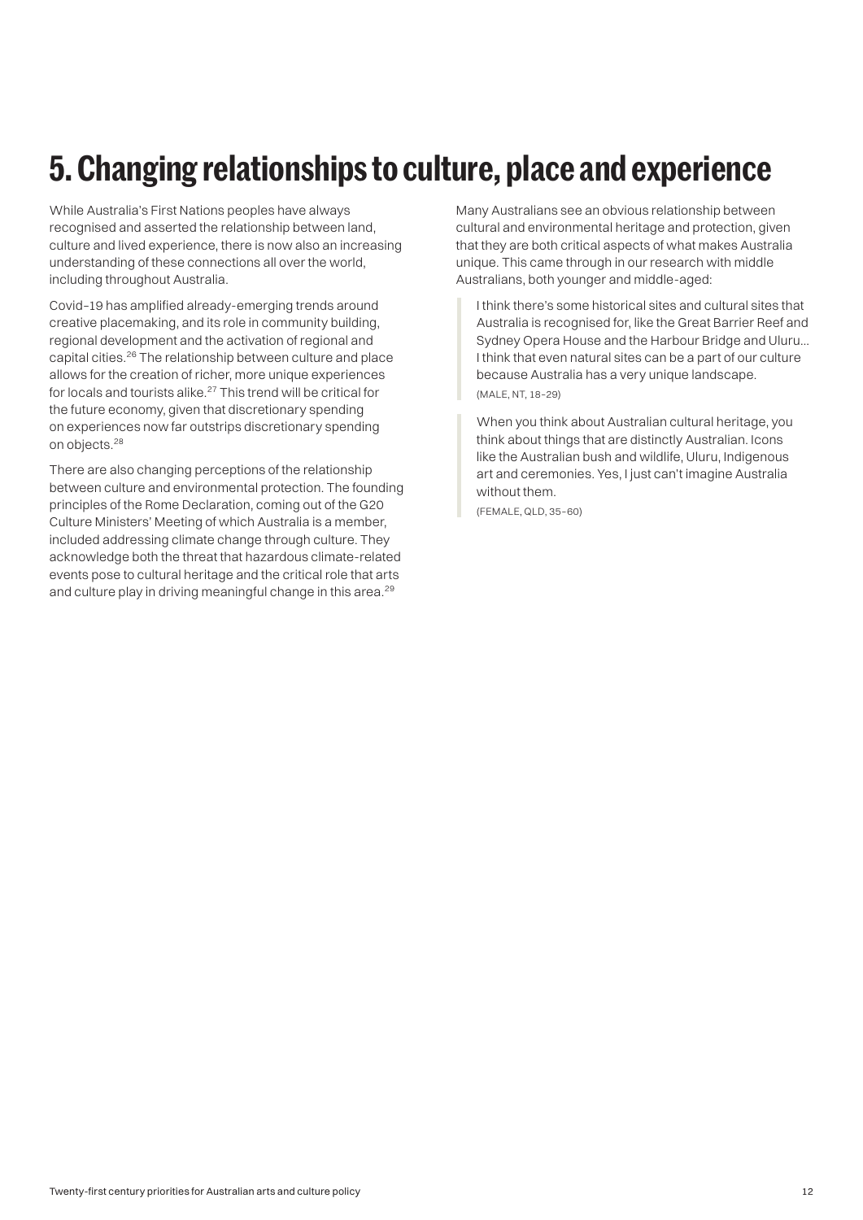# 5. Changing relationships to culture, place and experience

While Australia's First Nations peoples have always recognised and asserted the relationship between land, culture and lived experience, there is now also an increasing understanding of these connections all over the world, including throughout Australia.

Covid-19 has amplified already-emerging trends around creative placemaking, and its role in community building, regional development and the activation of regional and capital cities.[26] The relationship between culture and place allows for the creation of richer, more unique experiences for locals and tourists alike.[27] This trend will be critical for the future economy, given that discretionary spending on experiences now far outstrips discretionary spending on objects.[28]

There are also changing perceptions of the relationship between culture and environmental protection. The founding principles of the Rome Declaration, coming out of the G20 Culture Ministers' Meeting of which Australia is a member, included addressing climate change through culture. They acknowledge both the threat that hazardous climate-related events pose to cultural heritage and the critical role that arts and culture play in driving meaningful change in this area.[29]

Many Australians see an obvious relationship between cultural and environmental heritage and protection, given that they are both critical aspects of what makes Australia unique. This came through in our research with middle Australians, both younger and middle-aged:

> I think there's some historical sites and cultural sites that Australia is recognised for, like the Great Barrier Reef and Sydney Opera House and the Harbour Bridge and Uluru… I think that even natural sites can be a part of our culture because Australia has a very unique landscape.
>
> (MALE, NT, 18–29)

> When you think about Australian cultural heritage, you think about things that are distinctly Australian. Icons like the Australian bush and wildlife, Uluru, Indigenous art and ceremonies. Yes, I just can't imagine Australia without them.
>
> (FEMALE, QLD, 35–60)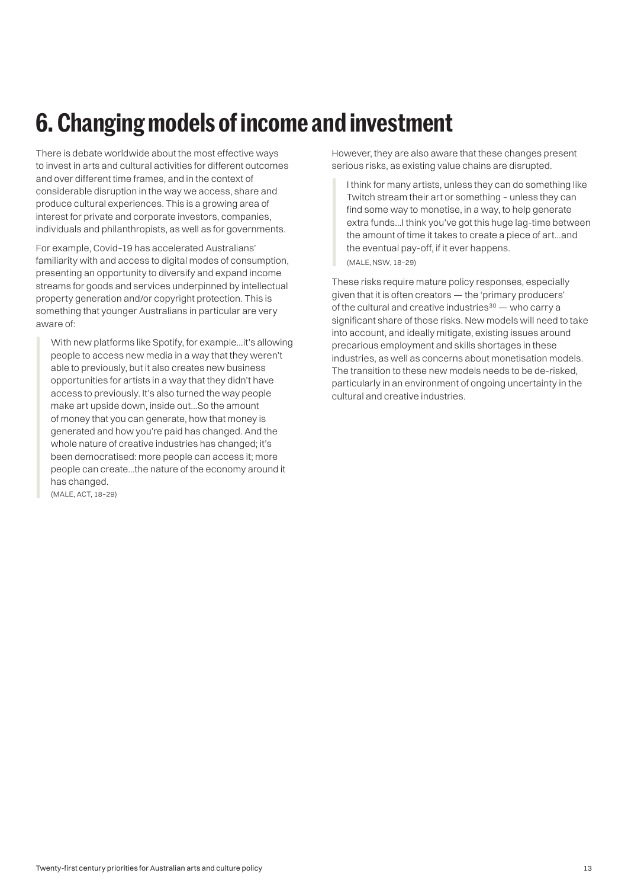# 6. Changing models of income and investment

There is debate worldwide about the most effective ways to invest in arts and cultural activities for different outcomes and over different time frames, and in the context of considerable disruption in the way we access, share and produce cultural experiences. This is a growing area of interest for private and corporate investors, companies, individuals and philanthropists, as well as for governments.

For example, Covid-19 has accelerated Australians' familiarity with and access to digital modes of consumption, presenting an opportunity to diversify and expand income streams for goods and services underpinned by intellectual property generation and/or copyright protection. This is something that younger Australians in particular are very aware of:

> With new platforms like Spotify, for example…it's allowing people to access new media in a way that they weren't able to previously, but it also creates new business opportunities for artists in a way that they didn't have access to previously. It's also turned the way people make art upside down, inside out…So the amount of money that you can generate, how that money is generated and how you're paid has changed. And the whole nature of creative industries has changed; it's been democratised: more people can access it; more people can create…the nature of the economy around it has changed.
>
> (MALE, ACT, 18–29)

However, they are also aware that these changes present serious risks, as existing value chains are disrupted.

> I think for many artists, unless they can do something like Twitch stream their art or something – unless they can find some way to monetise, in a way, to help generate extra funds…I think you've got this huge lag-time between the amount of time it takes to create a piece of art…and the eventual pay-off, if it ever happens.
>
> (MALE, NSW, 18–29)

These risks require mature policy responses, especially given that it is often creators — the 'primary producers' of the cultural and creative industries[30] — who carry a significant share of those risks. New models will need to take into account, and ideally mitigate, existing issues around precarious employment and skills shortages in these industries, as well as concerns about monetisation models. The transition to these new models needs to be de-risked, particularly in an environment of ongoing uncertainty in the cultural and creative industries.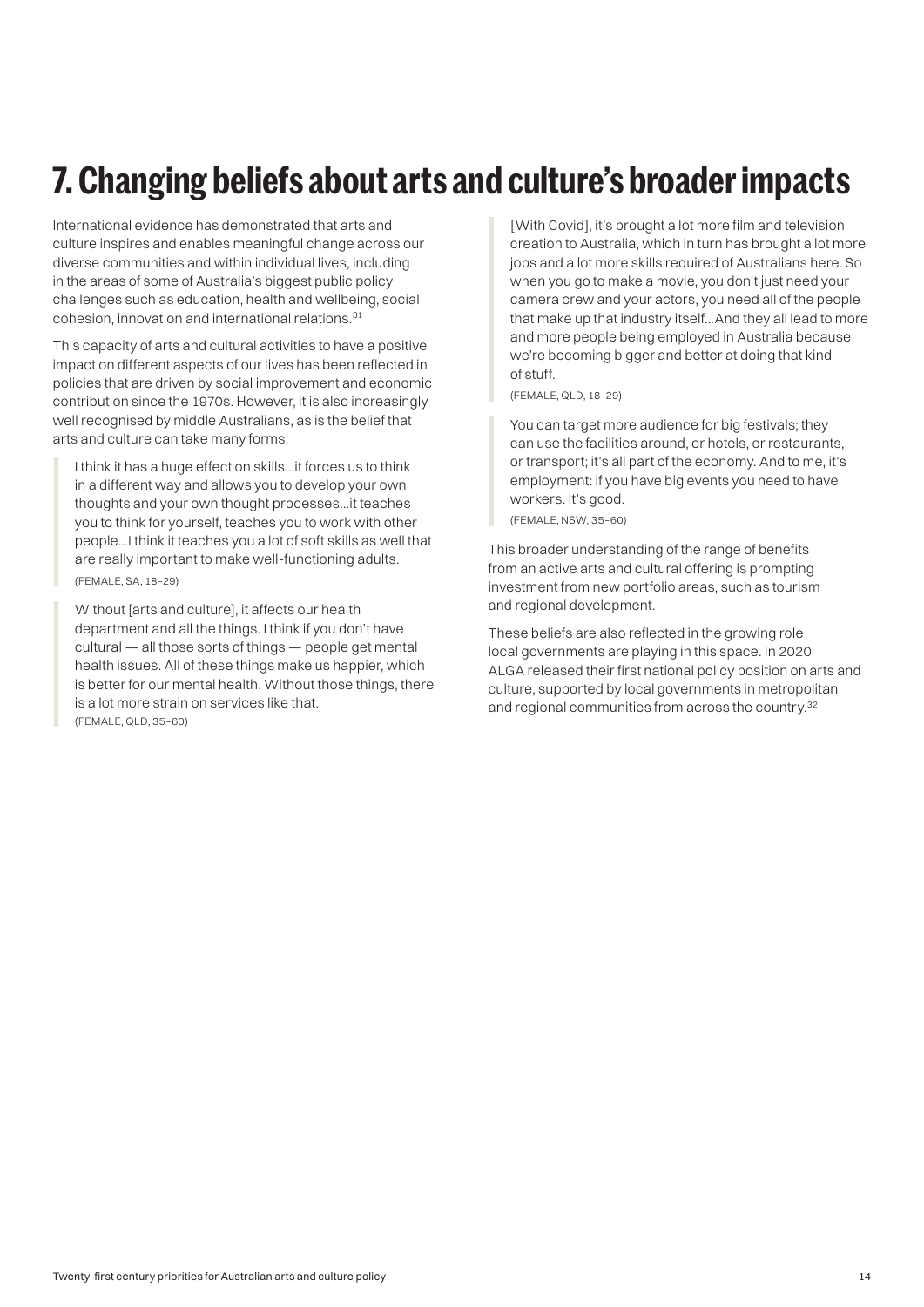# 7. Changing beliefs about arts and culture's broader impacts

International evidence has demonstrated that arts and culture inspires and enables meaningful change across our diverse communities and within individual lives, including in the areas of some of Australia's biggest public policy challenges such as education, health and wellbeing, social cohesion, innovation and international relations.[31]

This capacity of arts and cultural activities to have a positive impact on different aspects of our lives has been reflected in policies that are driven by social improvement and economic contribution since the 1970s. However, it is also increasingly well recognised by middle Australians, as is the belief that arts and culture can take many forms.

> I think it has a huge effect on skills…it forces us to think in a different way and allows you to develop your own thoughts and your own thought processes…it teaches you to think for yourself, teaches you to work with other people…I think it teaches you a lot of soft skills as well that are really important to make well-functioning adults.
>
> (FEMALE, SA, 18–29)

> Without [arts and culture], it affects our health department and all the things. I think if you don't have cultural — all those sorts of things — people get mental health issues. All of these things make us happier, which is better for our mental health. Without those things, there is a lot more strain on services like that.
>
> (FEMALE, QLD, 35–60)

> [With Covid], it's brought a lot more film and television creation to Australia, which in turn has brought a lot more jobs and a lot more skills required of Australians here. So when you go to make a movie, you don't just need your camera crew and your actors, you need all of the people that make up that industry itself…And they all lead to more and more people being employed in Australia because we're becoming bigger and better at doing that kind of stuff.
>
> (FEMALE, QLD, 18–29)

> You can target more audience for big festivals; they can use the facilities around, or hotels, or restaurants, or transport; it's all part of the economy. And to me, it's employment: if you have big events you need to have workers. It's good.
>
> (FEMALE, NSW, 35–60)

This broader understanding of the range of benefits from an active arts and cultural offering is prompting investment from new portfolio areas, such as tourism and regional development.

These beliefs are also reflected in the growing role local governments are playing in this space. In 2020 ALGA released their first national policy position on arts and culture, supported by local governments in metropolitan and regional communities from across the country.[32]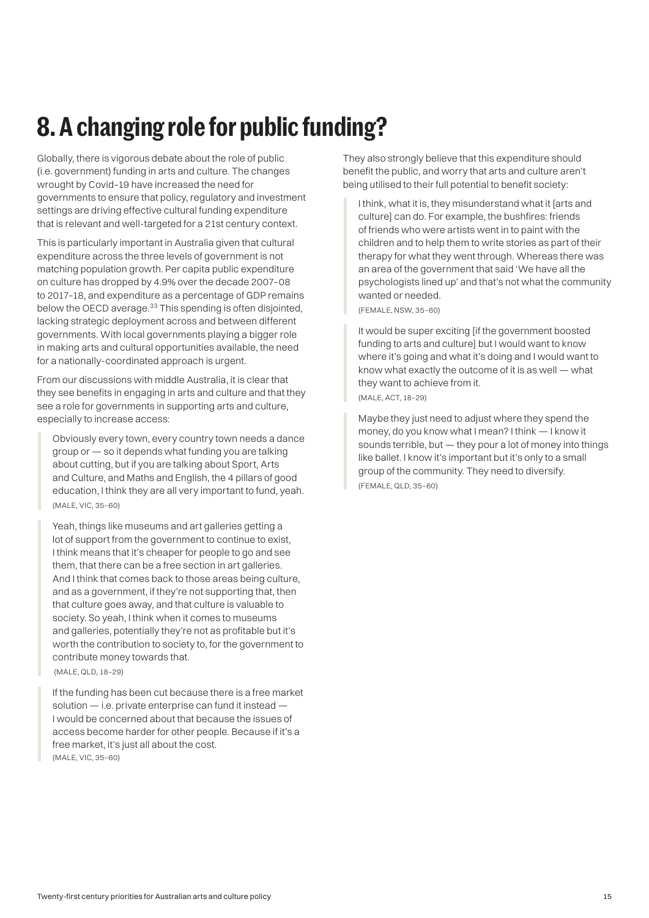# 8. A changing role for public funding?

Globally, there is vigorous debate about the role of public (i.e. government) funding in arts and culture. The changes wrought by Covid-19 have increased the need for governments to ensure that policy, regulatory and investment settings are driving effective cultural funding expenditure that is relevant and well-targeted for a 21st century context.

This is particularly important in Australia given that cultural expenditure across the three levels of government is not matching population growth. Per capita public expenditure on culture has dropped by 4.9% over the decade 2007–08 to 2017–18, and expenditure as a percentage of GDP remains below the OECD average.[33] This spending is often disjointed, lacking strategic deployment across and between different governments. With local governments playing a bigger role in making arts and cultural opportunities available, the need for a nationally-coordinated approach is urgent.

From our discussions with middle Australia, it is clear that they see benefits in engaging in arts and culture and that they see a role for governments in supporting arts and culture, especially to increase access:

> Obviously every town, every country town needs a dance group or — so it depends what funding you are talking about cutting, but if you are talking about Sport, Arts and Culture, and Maths and English, the 4 pillars of good education, I think they are all very important to fund, yeah.
> (MALE, VIC, 35–60)

> Yeah, things like museums and art galleries getting a lot of support from the government to continue to exist, I think means that it's cheaper for people to go and see them, that there can be a free section in art galleries. And I think that comes back to those areas being culture, and as a government, if they're not supporting that, then that culture goes away, and that culture is valuable to society. So yeah, I think when it comes to museums and galleries, potentially they're not as profitable but it's worth the contribution to society to, for the government to contribute money towards that.
> (MALE, QLD, 18–29)

> If the funding has been cut because there is a free market solution — i.e. private enterprise can fund it instead — I would be concerned about that because the issues of access become harder for other people. Because if it's a free market, it's just all about the cost.
> (MALE, VIC, 35–60)

They also strongly believe that this expenditure should benefit the public, and worry that arts and culture aren't being utilised to their full potential to benefit society:

> I think, what it is, they misunderstand what it [arts and culture] can do. For example, the bushfires: friends of friends who were artists went in to paint with the children and to help them to write stories as part of their therapy for what they went through. Whereas there was an area of the government that said 'We have all the psychologists lined up' and that's not what the community wanted or needed.
> (FEMALE, NSW, 35–60)

> It would be super exciting [if the government boosted funding to arts and culture] but I would want to know where it's going and what it's doing and I would want to know what exactly the outcome of it is as well — what they want to achieve from it.
> (MALE, ACT, 18–29)

> Maybe they just need to adjust where they spend the money, do you know what I mean? I think — I know it sounds terrible, but — they pour a lot of money into things like ballet. I know it's important but it's only to a small group of the community. They need to diversify.
> (FEMALE, QLD, 35–60)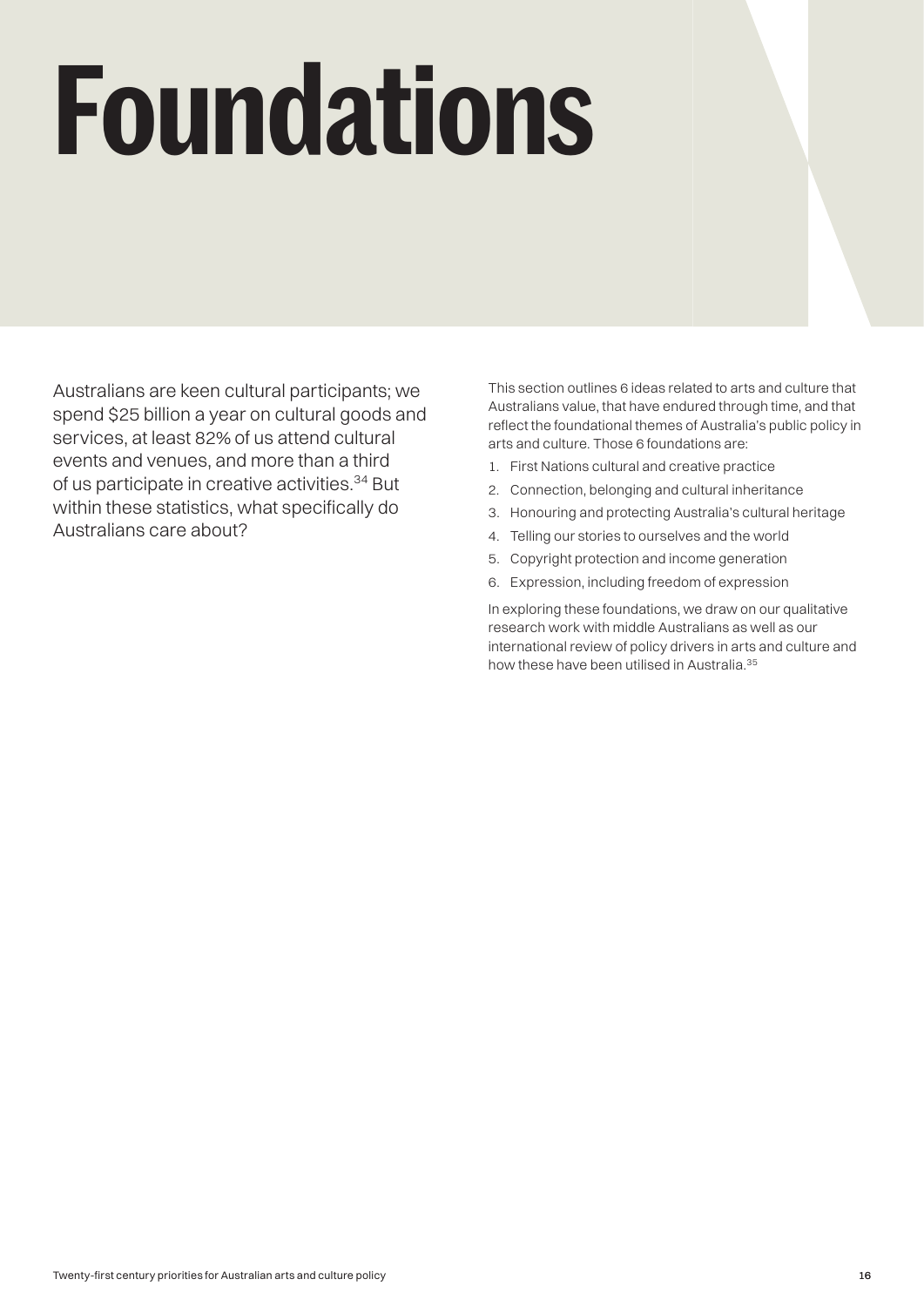# Foundations

Australians are keen cultural participants; we spend $25 billion a year on cultural goods and services, at least 82% of us attend cultural events and venues, and more than a third of us participate in creative activities.[34] But within these statistics, what specifically do Australians care about?

This section outlines 6 ideas related to arts and culture that Australians value, that have endured through time, and that reflect the foundational themes of Australia's public policy in arts and culture. Those 6 foundations are:

1. First Nations cultural and creative practice
2. Connection, belonging and cultural inheritance
3. Honouring and protecting Australia's cultural heritage
4. Telling our stories to ourselves and the world
5. Copyright protection and income generation
6. Expression, including freedom of expression

In exploring these foundations, we draw on our qualitative research work with middle Australians as well as our international review of policy drivers in arts and culture and how these have been utilised in Australia.[35]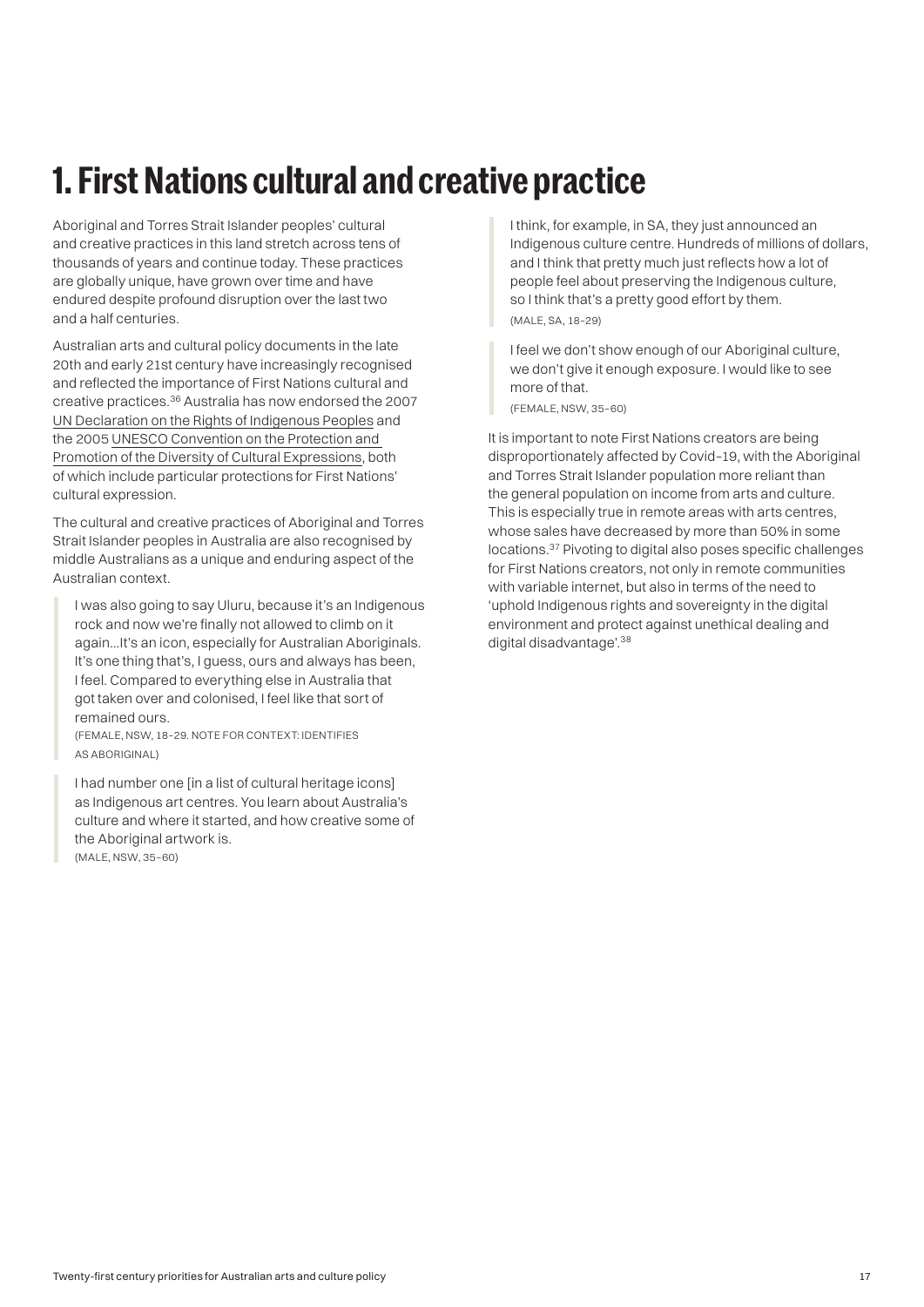# 1. First Nations cultural and creative practice

Aboriginal and Torres Strait Islander peoples' cultural and creative practices in this land stretch across tens of thousands of years and continue today. These practices are globally unique, have grown over time and have endured despite profound disruption over the last two and a half centuries.

Australian arts and cultural policy documents in the late 20th and early 21st century have increasingly recognised and reflected the importance of First Nations cultural and creative practices.[36] Australia has now endorsed the 2007 UN Declaration on the Rights of Indigenous Peoples and the 2005 UNESCO Convention on the Protection and Promotion of the Diversity of Cultural Expressions, both of which include particular protections for First Nations' cultural expression.

The cultural and creative practices of Aboriginal and Torres Strait Islander peoples in Australia are also recognised by middle Australians as a unique and enduring aspect of the Australian context.

> I was also going to say Uluru, because it's an Indigenous rock and now we're finally not allowed to climb on it again…It's an icon, especially for Australian Aboriginals. It's one thing that's, I guess, ours and always has been, I feel. Compared to everything else in Australia that got taken over and colonised, I feel like that sort of remained ours.
> (FEMALE, NSW, 18–29. NOTE FOR CONTEXT: IDENTIFIES AS ABORIGINAL)

> I had number one [in a list of cultural heritage icons] as Indigenous art centres. You learn about Australia's culture and where it started, and how creative some of the Aboriginal artwork is.
> (MALE, NSW, 35–60)

> I think, for example, in SA, they just announced an Indigenous culture centre. Hundreds of millions of dollars, and I think that pretty much just reflects how a lot of people feel about preserving the Indigenous culture, so I think that's a pretty good effort by them.
> (MALE, SA, 18–29)

> I feel we don't show enough of our Aboriginal culture, we don't give it enough exposure. I would like to see more of that.
> (FEMALE, NSW, 35–60)

It is important to note First Nations creators are being disproportionately affected by Covid-19, with the Aboriginal and Torres Strait Islander population more reliant than the general population on income from arts and culture. This is especially true in remote areas with arts centres, whose sales have decreased by more than 50% in some locations.[37] Pivoting to digital also poses specific challenges for First Nations creators, not only in remote communities with variable internet, but also in terms of the need to 'uphold Indigenous rights and sovereignty in the digital environment and protect against unethical dealing and digital disadvantage'.[38]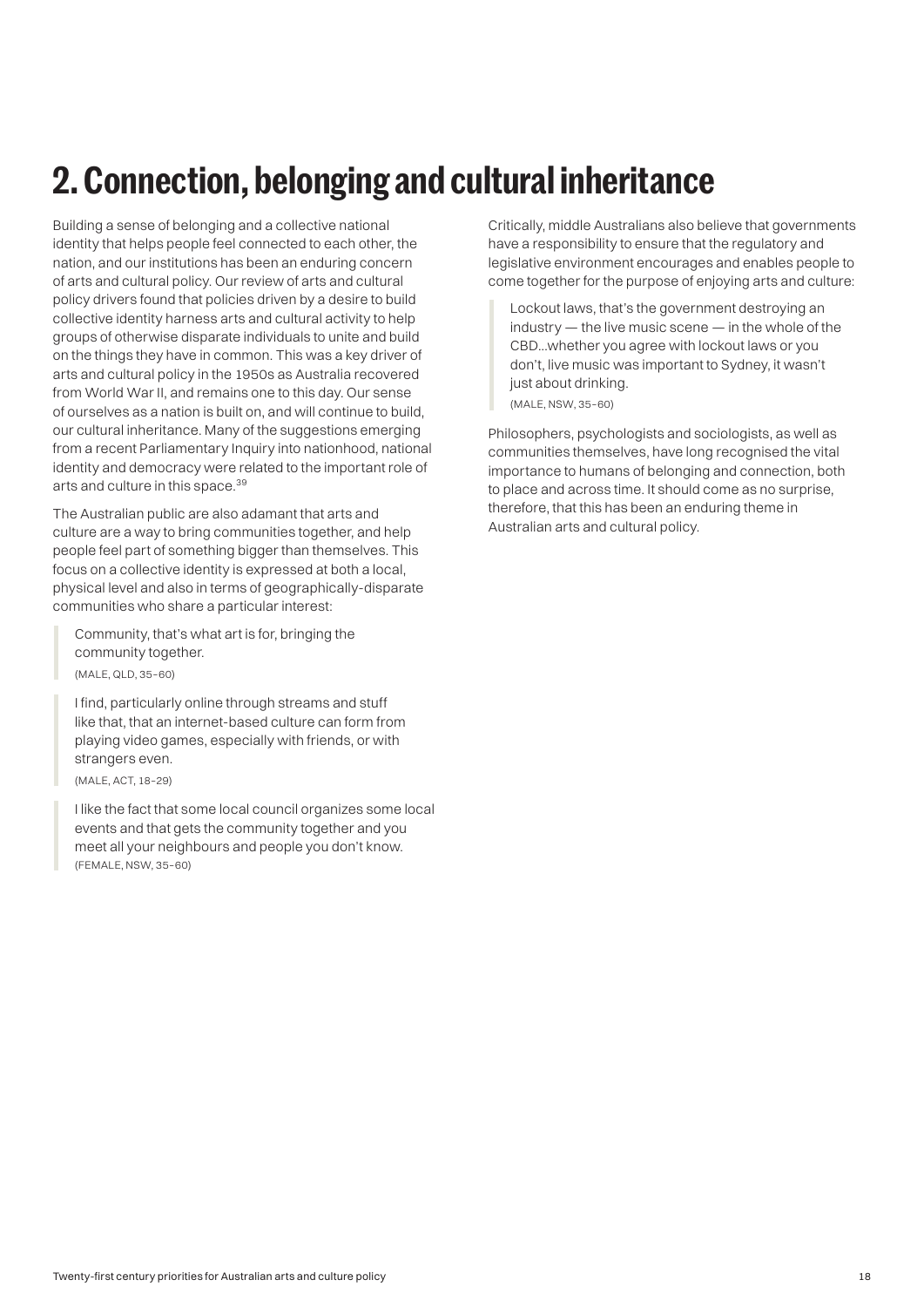# 2. Connection, belonging and cultural inheritance

Building a sense of belonging and a collective national identity that helps people feel connected to each other, the nation, and our institutions has been an enduring concern of arts and cultural policy. Our review of arts and cultural policy drivers found that policies driven by a desire to build collective identity harness arts and cultural activity to help groups of otherwise disparate individuals to unite and build on the things they have in common. This was a key driver of arts and cultural policy in the 1950s as Australia recovered from World War II, and remains one to this day. Our sense of ourselves as a nation is built on, and will continue to build, our cultural inheritance. Many of the suggestions emerging from a recent Parliamentary Inquiry into nationhood, national identity and democracy were related to the important role of arts and culture in this space.[39]

The Australian public are also adamant that arts and culture are a way to bring communities together, and help people feel part of something bigger than themselves. This focus on a collective identity is expressed at both a local, physical level and also in terms of geographically-disparate communities who share a particular interest:

> Community, that's what art is for, bringing the community together.
>
> (MALE, QLD, 35–60)

> I find, particularly online through streams and stuff like that, that an internet-based culture can form from playing video games, especially with friends, or with strangers even.
>
> (MALE, ACT, 18–29)

> I like the fact that some local council organizes some local events and that gets the community together and you meet all your neighbours and people you don't know.
>
> (FEMALE, NSW, 35–60)

Critically, middle Australians also believe that governments have a responsibility to ensure that the regulatory and legislative environment encourages and enables people to come together for the purpose of enjoying arts and culture:

> Lockout laws, that's the government destroying an industry — the live music scene — in the whole of the CBD...whether you agree with lockout laws or you don't, live music was important to Sydney, it wasn't just about drinking.
>
> (MALE, NSW, 35–60)

Philosophers, psychologists and sociologists, as well as communities themselves, have long recognised the vital importance to humans of belonging and connection, both to place and across time. It should come as no surprise, therefore, that this has been an enduring theme in Australian arts and cultural policy.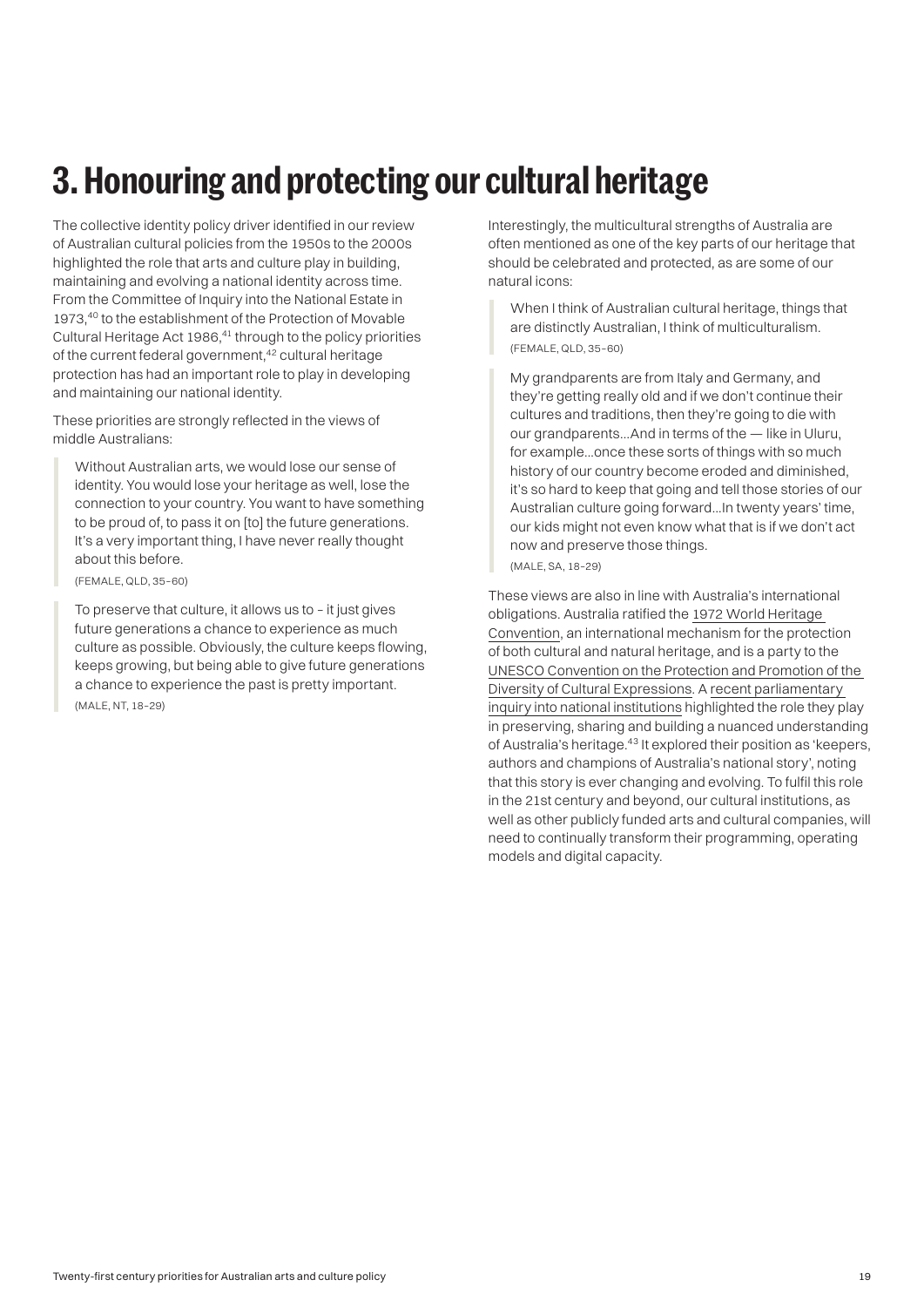# 3. Honouring and protecting our cultural heritage

The collective identity policy driver identified in our review of Australian cultural policies from the 1950s to the 2000s highlighted the role that arts and culture play in building, maintaining and evolving a national identity across time. From the Committee of Inquiry into the National Estate in 1973,[40] to the establishment of the Protection of Movable Cultural Heritage Act 1986,[41] through to the policy priorities of the current federal government,[42] cultural heritage protection has had an important role to play in developing and maintaining our national identity.

These priorities are strongly reflected in the views of middle Australians:

> Without Australian arts, we would lose our sense of identity. You would lose your heritage as well, lose the connection to your country. You want to have something to be proud of, to pass it on [to] the future generations. It's a very important thing, I have never really thought about this before.
>
> (FEMALE, QLD, 35–60)

> To preserve that culture, it allows us to – it just gives future generations a chance to experience as much culture as possible. Obviously, the culture keeps flowing, keeps growing, but being able to give future generations a chance to experience the past is pretty important.
>
> (MALE, NT, 18–29)

Interestingly, the multicultural strengths of Australia are often mentioned as one of the key parts of our heritage that should be celebrated and protected, as are some of our natural icons:

> When I think of Australian cultural heritage, things that are distinctly Australian, I think of multiculturalism.
>
> (FEMALE, QLD, 35–60)

> My grandparents are from Italy and Germany, and they're getting really old and if we don't continue their cultures and traditions, then they're going to die with our grandparents…And in terms of the — like in Uluru, for example…once these sorts of things with so much history of our country become eroded and diminished, it's so hard to keep that going and tell those stories of our Australian culture going forward…In twenty years' time, our kids might not even know what that is if we don't act now and preserve those things.
>
> (MALE, SA, 18–29)

These views are also in line with Australia's international obligations. Australia ratified the 1972 World Heritage Convention, an international mechanism for the protection of both cultural and natural heritage, and is a party to the UNESCO Convention on the Protection and Promotion of the Diversity of Cultural Expressions. A recent parliamentary inquiry into national institutions highlighted the role they play in preserving, sharing and building a nuanced understanding of Australia's heritage.[43] It explored their position as 'keepers, authors and champions of Australia's national story', noting that this story is ever changing and evolving. To fulfil this role in the 21st century and beyond, our cultural institutions, as well as other publicly funded arts and cultural companies, will need to continually transform their programming, operating models and digital capacity.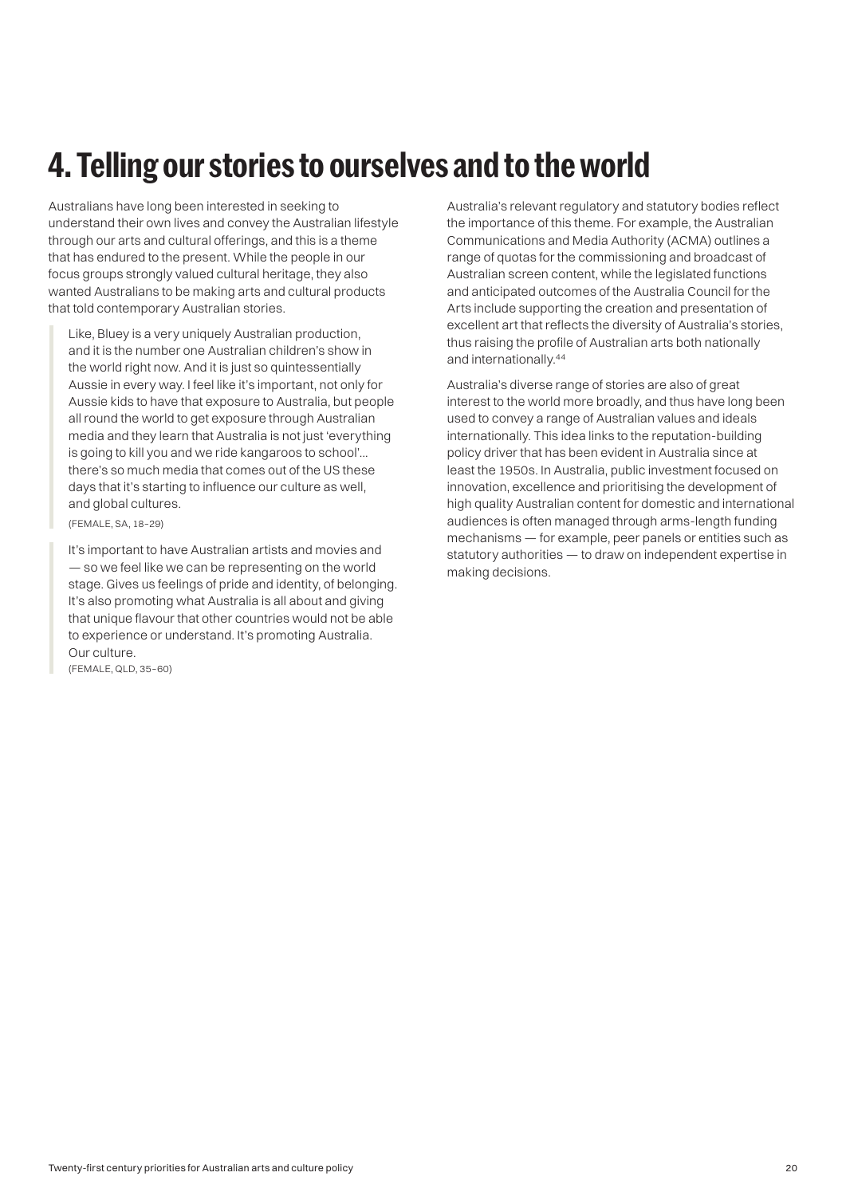# 4. Telling our stories to ourselves and to the world

Australians have long been interested in seeking to understand their own lives and convey the Australian lifestyle through our arts and cultural offerings, and this is a theme that has endured to the present. While the people in our focus groups strongly valued cultural heritage, they also wanted Australians to be making arts and cultural products that told contemporary Australian stories.

> Like, Bluey is a very uniquely Australian production, and it is the number one Australian children's show in the world right now. And it is just so quintessentially Aussie in every way. I feel like it's important, not only for Aussie kids to have that exposure to Australia, but people all round the world to get exposure through Australian media and they learn that Australia is not just 'everything is going to kill you and we ride kangaroos to school'… there's so much media that comes out of the US these days that it's starting to influence our culture as well, and global cultures.
>
> (FEMALE, SA, 18–29)

> It's important to have Australian artists and movies and — so we feel like we can be representing on the world stage. Gives us feelings of pride and identity, of belonging. It's also promoting what Australia is all about and giving that unique flavour that other countries would not be able to experience or understand. It's promoting Australia. Our culture.
>
> (FEMALE, QLD, 35–60)

Australia's relevant regulatory and statutory bodies reflect the importance of this theme. For example, the Australian Communications and Media Authority (ACMA) outlines a range of quotas for the commissioning and broadcast of Australian screen content, while the legislated functions and anticipated outcomes of the Australia Council for the Arts include supporting the creation and presentation of excellent art that reflects the diversity of Australia's stories, thus raising the profile of Australian arts both nationally and internationally.[44]

Australia's diverse range of stories are also of great interest to the world more broadly, and thus have long been used to convey a range of Australian values and ideals internationally. This idea links to the reputation-building policy driver that has been evident in Australia since at least the 1950s. In Australia, public investment focused on innovation, excellence and prioritising the development of high quality Australian content for domestic and international audiences is often managed through arms-length funding mechanisms — for example, peer panels or entities such as statutory authorities — to draw on independent expertise in making decisions.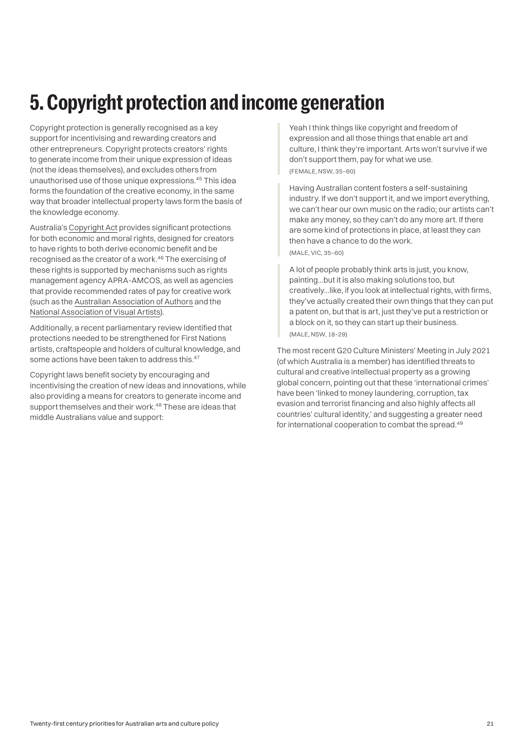# 5. Copyright protection and income generation

Copyright protection is generally recognised as a key support for incentivising and rewarding creators and other entrepreneurs. Copyright protects creators' rights to generate income from their unique expression of ideas (not the ideas themselves), and excludes others from unauthorised use of those unique expressions.[45] This idea forms the foundation of the creative economy, in the same way that broader intellectual property laws form the basis of the knowledge economy.

Australia's Copyright Act provides significant protections for both economic and moral rights, designed for creators to have rights to both derive economic benefit and be recognised as the creator of a work.[46] The exercising of these rights is supported by mechanisms such as rights management agency APRA-AMCOS, as well as agencies that provide recommended rates of pay for creative work (such as the Australian Association of Authors and the National Association of Visual Artists).

Additionally, a recent parliamentary review identified that protections needed to be strengthened for First Nations artists, craftspeople and holders of cultural knowledge, and some actions have been taken to address this.[47]

Copyright laws benefit society by encouraging and incentivising the creation of new ideas and innovations, while also providing a means for creators to generate income and support themselves and their work.[48] These are ideas that middle Australians value and support:

> Yeah I think things like copyright and freedom of expression and all those things that enable art and culture, I think they're important. Arts won't survive if we don't support them, pay for what we use.
>
> (FEMALE, NSW, 35–60)

> Having Australian content fosters a self-sustaining industry. If we don't support it, and we import everything, we can't hear our own music on the radio; our artists can't make any money, so they can't do any more art. If there are some kind of protections in place, at least they can then have a chance to do the work.
>
> (MALE, VIC, 35–60)

> A lot of people probably think arts is just, you know, painting…but it is also making solutions too, but creatively…like, if you look at intellectual rights, with firms, they've actually created their own things that they can put a patent on, but that is art, just they've put a restriction or a block on it, so they can start up their business.
>
> (MALE, NSW, 18–29)

The most recent G20 Culture Ministers' Meeting in July 2021 (of which Australia is a member) has identified threats to cultural and creative intellectual property as a growing global concern, pointing out that these 'international crimes' have been 'linked to money laundering, corruption, tax evasion and terrorist financing and also highly affects all countries' cultural identity,' and suggesting a greater need for international cooperation to combat the spread.[49]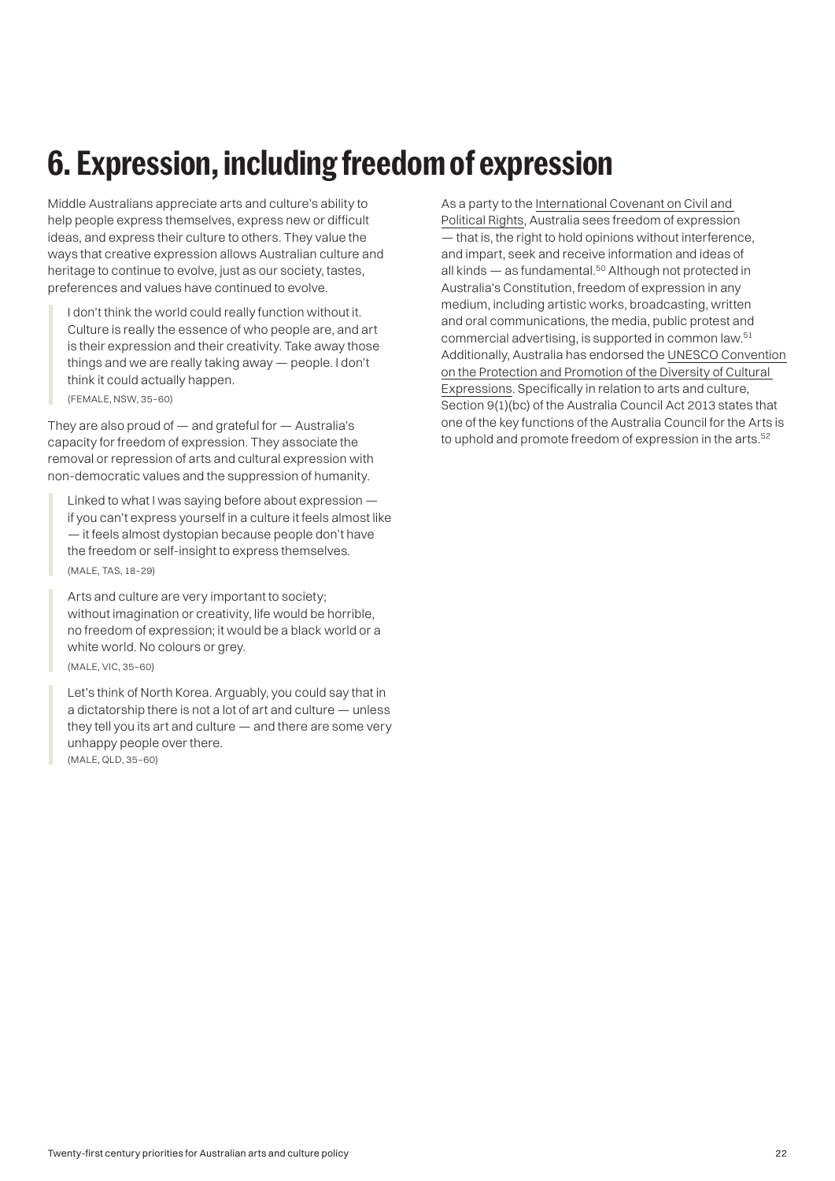# 6. Expression, including freedom of expression

Middle Australians appreciate arts and culture's ability to help people express themselves, express new or difficult ideas, and express their culture to others. They value the ways that creative expression allows Australian culture and heritage to continue to evolve, just as our society, tastes, preferences and values have continued to evolve.

> I don't think the world could really function without it. Culture is really the essence of who people are, and art is their expression and their creativity. Take away those things and we are really taking away — people. I don't think it could actually happen.
>
> (FEMALE, NSW, 35–60)

They are also proud of — and grateful for — Australia's capacity for freedom of expression. They associate the removal or repression of arts and cultural expression with non-democratic values and the suppression of humanity.

> Linked to what I was saying before about expression — if you can't express yourself in a culture it feels almost like — it feels almost dystopian because people don't have the freedom or self-insight to express themselves.
>
> (MALE, TAS, 18–29)

> Arts and culture are very important to society; without imagination or creativity, life would be horrible, no freedom of expression; it would be a black world or a white world. No colours or grey.
>
> (MALE, VIC, 35–60)

> Let's think of North Korea. Arguably, you could say that in a dictatorship there is not a lot of art and culture — unless they tell you its art and culture — and there are some very unhappy people over there.
>
> (MALE, QLD, 35–60)

As a party to the International Covenant on Civil and Political Rights, Australia sees freedom of expression — that is, the right to hold opinions without interference, and impart, seek and receive information and ideas of all kinds — as fundamental.[50] Although not protected in Australia's Constitution, freedom of expression in any medium, including artistic works, broadcasting, written and oral communications, the media, public protest and commercial advertising, is supported in common law.[51] Additionally, Australia has endorsed the UNESCO Convention on the Protection and Promotion of the Diversity of Cultural Expressions. Specifically in relation to arts and culture, Section 9(1)(bc) of the Australia Council Act 2013 states that one of the key functions of the Australia Council for the Arts is to uphold and promote freedom of expression in the arts.[52]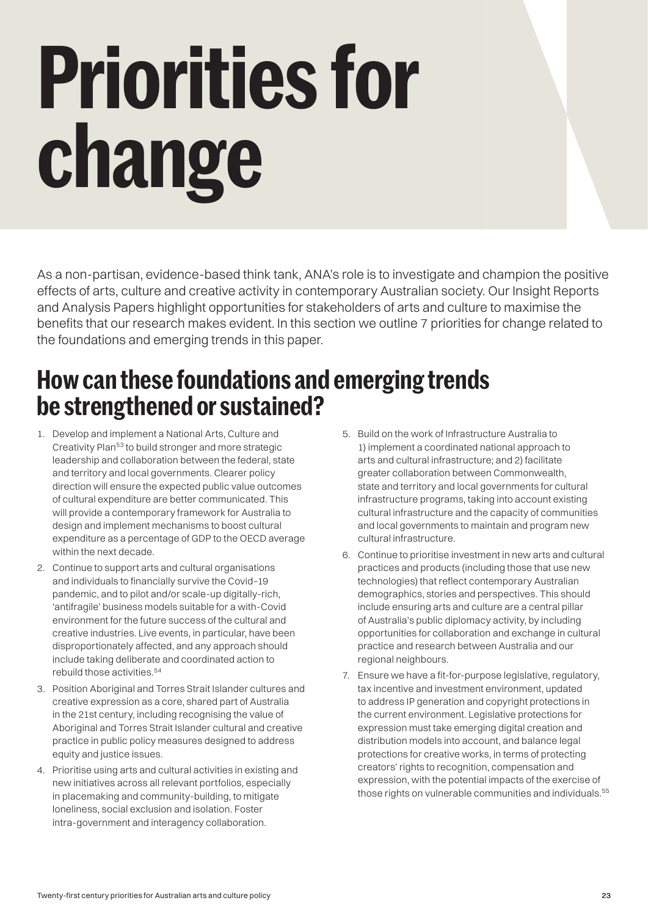# Priorities for change

As a non-partisan, evidence-based think tank, ANA's role is to investigate and champion the positive effects of arts, culture and creative activity in contemporary Australian society. Our Insight Reports and Analysis Papers highlight opportunities for stakeholders of arts and culture to maximise the benefits that our research makes evident. In this section we outline 7 priorities for change related to the foundations and emerging trends in this paper.

## How can these foundations and emerging trends be strengthened or sustained?

1. Develop and implement a National Arts, Culture and Creativity Plan[53] to build stronger and more strategic leadership and collaboration between the federal, state and territory and local governments. Clearer policy direction will ensure the expected public value outcomes of cultural expenditure are better communicated. This will provide a contemporary framework for Australia to design and implement mechanisms to boost cultural expenditure as a percentage of GDP to the OECD average within the next decade.
2. Continue to support arts and cultural organisations and individuals to financially survive the Covid-19 pandemic, and to pilot and/or scale-up digitally-rich, 'antifragile' business models suitable for a with-Covid environment for the future success of the cultural and creative industries. Live events, in particular, have been disproportionately affected, and any approach should include taking deliberate and coordinated action to rebuild those activities.[54]
3. Position Aboriginal and Torres Strait Islander cultures and creative expression as a core, shared part of Australia in the 21st century, including recognising the value of Aboriginal and Torres Strait Islander cultural and creative practice in public policy measures designed to address equity and justice issues.
4. Prioritise using arts and cultural activities in existing and new initiatives across all relevant portfolios, especially in placemaking and community-building, to mitigate loneliness, social exclusion and isolation. Foster intra-government and interagency collaboration.
5. Build on the work of Infrastructure Australia to 1) implement a coordinated national approach to arts and cultural infrastructure; and 2) facilitate greater collaboration between Commonwealth, state and territory and local governments for cultural infrastructure programs, taking into account existing cultural infrastructure and the capacity of communities and local governments to maintain and program new cultural infrastructure.
6. Continue to prioritise investment in new arts and cultural practices and products (including those that use new technologies) that reflect contemporary Australian demographics, stories and perspectives. This should include ensuring arts and culture are a central pillar of Australia's public diplomacy activity, by including opportunities for collaboration and exchange in cultural practice and research between Australia and our regional neighbours.
7. Ensure we have a fit-for-purpose legislative, regulatory, tax incentive and investment environment, updated to address IP generation and copyright protections in the current environment. Legislative protections for expression must take emerging digital creation and distribution models into account, and balance legal protections for creative works, in terms of protecting creators' rights to recognition, compensation and expression, with the potential impacts of the exercise of those rights on vulnerable communities and individuals.[55]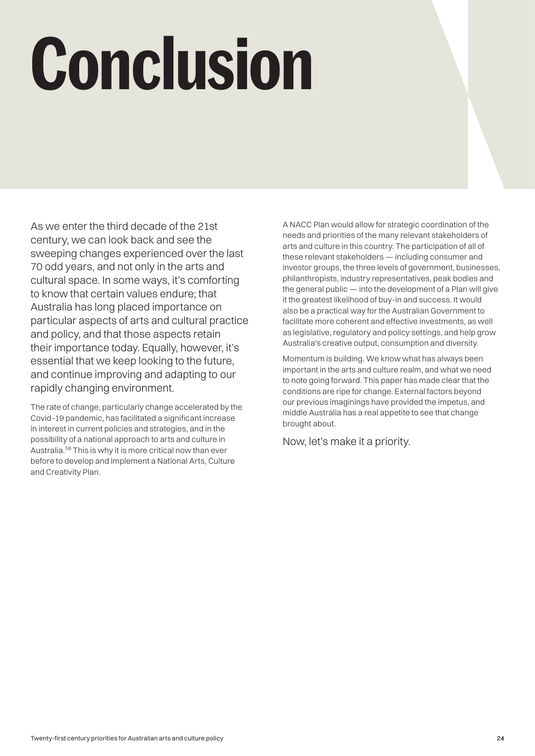# Conclusion

As we enter the third decade of the 21st century, we can look back and see the sweeping changes experienced over the last 70 odd years, and not only in the arts and cultural space. In some ways, it's comforting to know that certain values endure; that Australia has long placed importance on particular aspects of arts and cultural practice and policy, and that those aspects retain their importance today. Equally, however, it's essential that we keep looking to the future, and continue improving and adapting to our rapidly changing environment.

The rate of change, particularly change accelerated by the Covid-19 pandemic, has facilitated a significant increase in interest in current policies and strategies, and in the possibility of a national approach to arts and culture in Australia.[56] This is why it is more critical now than ever before to develop and implement a National Arts, Culture and Creativity Plan.

A NACC Plan would allow for strategic coordination of the needs and priorities of the many relevant stakeholders of arts and culture in this country. The participation of all of these relevant stakeholders — including consumer and investor groups, the three levels of government, businesses, philanthropists, industry representatives, peak bodies and the general public — into the development of a Plan will give it the greatest likelihood of buy-in and success. It would also be a practical way for the Australian Government to facilitate more coherent and effective investments, as well as legislative, regulatory and policy settings, and help grow Australia's creative output, consumption and diversity.

Momentum is building. We know what has always been important in the arts and culture realm, and what we need to note going forward. This paper has made clear that the conditions are ripe for change. External factors beyond our previous imaginings have provided the impetus, and middle Australia has a real appetite to see that change brought about.

Now, let's make it a priority.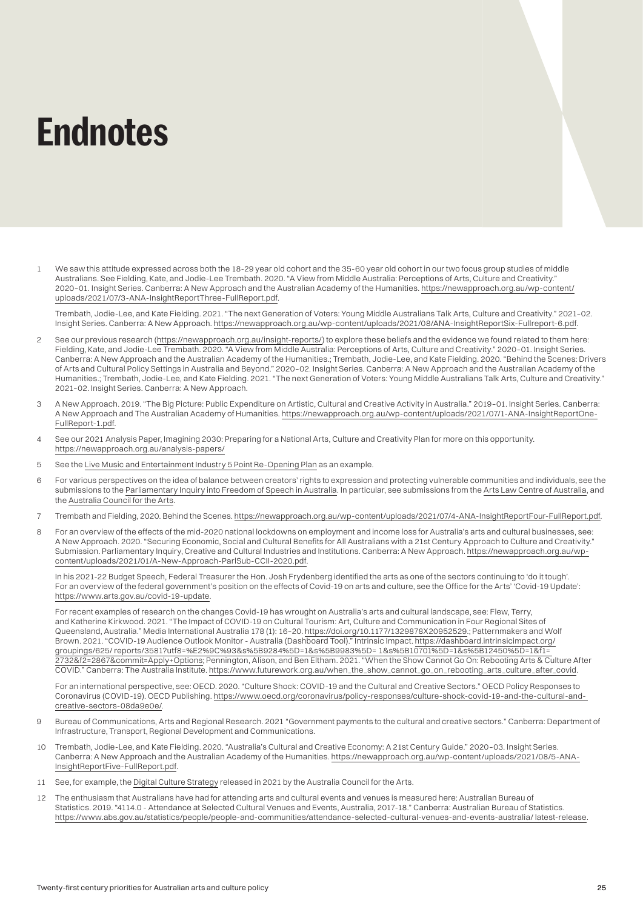# Endnotes

1. We saw this attitude expressed across both the 18-29 year old cohort and the 35-60 year old cohort in our two focus group studies of middle Australians. See Fielding, Kate, and Jodie-Lee Trembath. 2020. "A View from Middle Australia: Perceptions of Arts, Culture and Creativity." 2020–01. Insight Series. Canberra: A New Approach and the Australian Academy of the Humanities. https://newapproach.org.au/wp-content/uploads/2021/07/3-ANA-InsightReportThree-FullReport.pdf.

   Trembath, Jodie-Lee, and Kate Fielding. 2021. "The next Generation of Voters: Young Middle Australians Talk Arts, Culture and Creativity." 2021–02. Insight Series. Canberra: A New Approach. https://newapproach.org.au/wp-content/uploads/2021/08/ANA-InsightReportSix-Fullreport-6.pdf.

2. See our previous research (https://newapproach.org.au/insight-reports/) to explore these beliefs and the evidence we found related to them here: Fielding, Kate, and Jodie-Lee Trembath. 2020. "A View from Middle Australia: Perceptions of Arts, Culture and Creativity." 2020–01. Insight Series. Canberra: A New Approach and the Australian Academy of the Humanities.; Trembath, Jodie-Lee, and Kate Fielding. 2020. "Behind the Scenes: Drivers of Arts and Cultural Policy Settings in Australia and Beyond." 2020–02. Insight Series. Canberra: A New Approach and the Australian Academy of the Humanities.; Trembath, Jodie-Lee, and Kate Fielding. 2021. "The next Generation of Voters: Young Middle Australians Talk Arts, Culture and Creativity." 2021–02. Insight Series. Canberra: A New Approach.

3. A New Approach. 2019. "The Big Picture: Public Expenditure on Artistic, Cultural and Creative Activity in Australia." 2019–01. Insight Series. Canberra: A New Approach and The Australian Academy of Humanities. https://newapproach.org.au/wp-content/uploads/2021/07/1-ANA-InsightReportOne-FullReport-1.pdf.

4. See our 2021 Analysis Paper, Imagining 2030: Preparing for a National Arts, Culture and Creativity Plan for more on this opportunity. https://newapproach.org.au/analysis-papers/

5. See the Live Music and Entertainment Industry 5 Point Re-Opening Plan as an example.

6. For various perspectives on the idea of balance between creators' rights to expression and protecting vulnerable communities and individuals, see the submissions to the Parliamentary Inquiry into Freedom of Speech in Australia. In particular, see submissions from the Arts Law Centre of Australia, and the Australia Council for the Arts.

7. Trembath and Fielding, 2020. Behind the Scenes. https://newapproach.org.au/wp-content/uploads/2021/07/4-ANA-InsightReportFour-FullReport.pdf.

8. For an overview of the effects of the mid-2020 national lockdowns on employment and income loss for Australia's arts and cultural businesses, see: A New Approach. 2020. "Securing Economic, Social and Cultural Benefits for All Australians with a 21st Century Approach to Culture and Creativity." Submission. Parliamentary Inquiry, Creative and Cultural Industries and Institutions. Canberra: A New Approach. https://newapproach.org.au/wp-content/uploads/2021/01/A-New-Approach-ParlSub-CCII-2020.pdf.

   In his 2021-22 Budget Speech, Federal Treasurer the Hon. Josh Frydenberg identified the arts as one of the sectors continuing to 'do it tough'. For an overview of the federal government's position on the effects of Covid-19 on arts and culture, see the Office for the Arts' 'Covid-19 Update': https://www.arts.gov.au/covid-19-update.

   For recent examples of research on the changes Covid-19 has wrought on Australia's arts and cultural landscape, see: Flew, Terry, and Katherine Kirkwood. 2021. "The Impact of COVID-19 on Cultural Tourism: Art, Culture and Communication in Four Regional Sites of Queensland, Australia." Media International Australia 178 (1): 16–20. https://doi.org/10.1177/1329878X20952529.; Patternmakers and Wolf Brown. 2021. "COVID-19 Audience Outlook Monitor - Australia (Dashboard Tool)." Intrinsic Impact. https://dashboard.intrinsicimpact.org/groupings/625/ reports/3581?utf8=%E2%9C%93&s%5B9284%5D=1&s%5B9983%5D= 1&s%5B10701%5D=1&s%5B12450%5D=1&f1=2732&f2=2867&commit=Apply+Options; Pennington, Alison, and Ben Eltham. 2021. "When the Show Cannot Go On: Rebooting Arts & Culture After COVID." Canberra: The Australia Institute. https://www.futurework.org.au/when_the_show_cannot_go_on_rebooting_arts_culture_after_covid.

   For an international perspective, see: OECD. 2020. "Culture Shock: COVID-19 and the Cultural and Creative Sectors." OECD Policy Responses to Coronavirus (COVID-19). OECD Publishing. https://www.oecd.org/coronavirus/policy-responses/culture-shock-covid-19-and-the-cultural-and-creative-sectors-08da9e0e/.

9. Bureau of Communications, Arts and Regional Research. 2021 "Government payments to the cultural and creative sectors." Canberra: Department of Infrastructure, Transport, Regional Development and Communications.

10. Trembath, Jodie-Lee, and Kate Fielding. 2020. "Australia's Cultural and Creative Economy: A 21st Century Guide." 2020–03. Insight Series. Canberra: A New Approach and the Australian Academy of the Humanities. https://newapproach.org.au/wp-content/uploads/2021/08/5-ANA-InsightReportFive-FullReport.pdf.

11. See, for example, the Digital Culture Strategy released in 2021 by the Australia Council for the Arts.

12. The enthusiasm that Australians have had for attending arts and cultural events and venues is measured here: Australian Bureau of Statistics. 2019. "4114.0 - Attendance at Selected Cultural Venues and Events, Australia, 2017-18." Canberra: Australian Bureau of Statistics. https://www.abs.gov.au/statistics/people/people-and-communities/attendance-selected-cultural-venues-and-events-australia/ latest-release.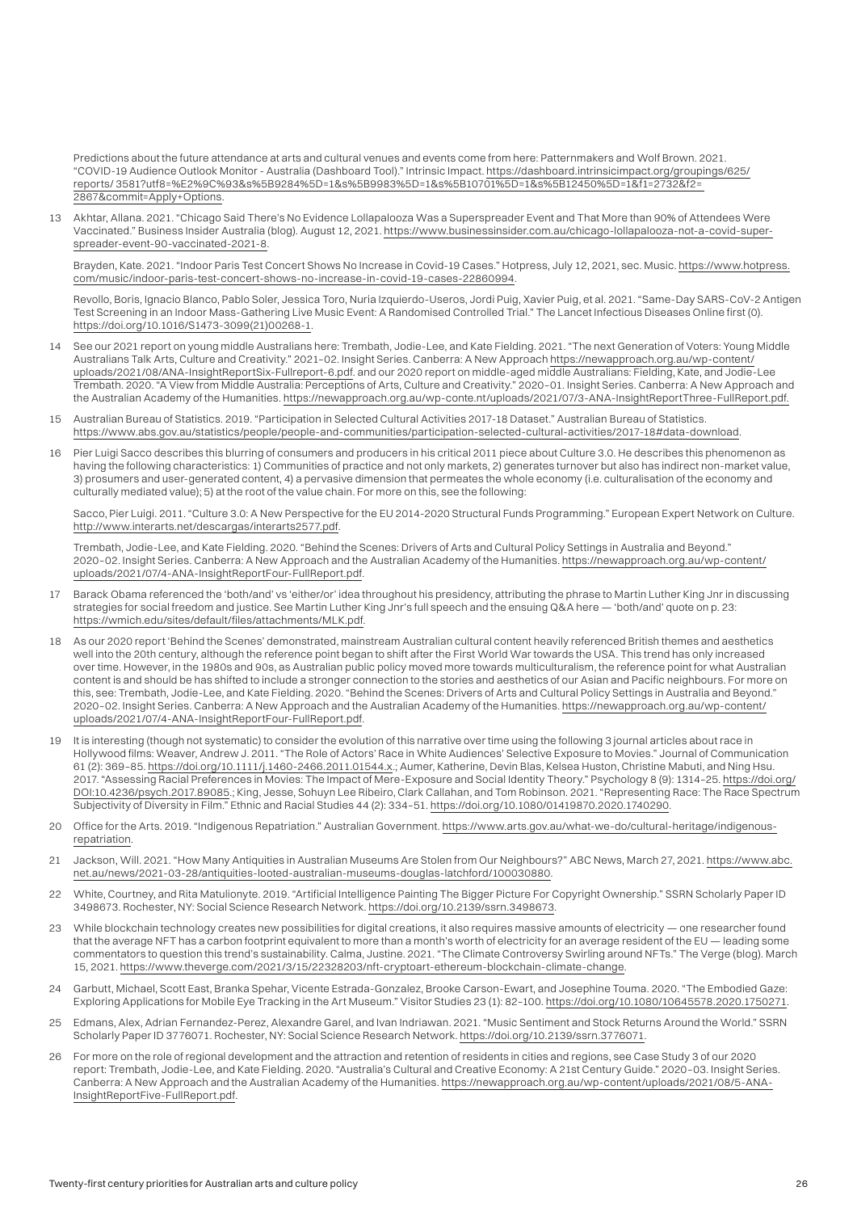Predictions about the future attendance at arts and cultural venues and events come from here: Patternmakers and Wolf Brown. 2021. "COVID-19 Audience Outlook Monitor - Australia (Dashboard Tool)." Intrinsic Impact. https://dashboard.intrinsicimpact.org/groupings/625/reports/ 3581?utf8=%E2%9C%93&s%5B9284%5D=1&s%5B9983%5D=1&s%5B10701%5D=1&s%5B12450%5D=1&f1=2732&f2=2867&commit=Apply+Options.

13 Akhtar, Allana. 2021. "Chicago Said There's No Evidence Lollapalooza Was a Superspreader Event and That More than 90% of Attendees Were Vaccinated." Business Insider Australia (blog). August 12, 2021. https://www.businessinsider.com.au/chicago-lollapalooza-not-a-covid-super-spreader-event-90-vaccinated-2021-8.

Brayden, Kate. 2021. "Indoor Paris Test Concert Shows No Increase in Covid-19 Cases." Hotpress, July 12, 2021, sec. Music. https://www.hotpress.com/music/indoor-paris-test-concert-shows-no-increase-in-covid-19-cases-22860994.

Revollo, Boris, Ignacio Blanco, Pablo Soler, Jessica Toro, Nuria Izquierdo-Useros, Jordi Puig, Xavier Puig, et al. 2021. "Same-Day SARS-CoV-2 Antigen Test Screening in an Indoor Mass-Gathering Live Music Event: A Randomised Controlled Trial." The Lancet Infectious Diseases Online first (0). https://doi.org/10.1016/S1473-3099(21)00268-1.

14 See our 2021 report on young middle Australians here: Trembath, Jodie-Lee, and Kate Fielding. 2021. "The next Generation of Voters: Young Middle Australians Talk Arts, Culture and Creativity." 2021–02. Insight Series. Canberra: A New Approach https://newapproach.org.au/wp-content/uploads/2021/08/ANA-InsightReportSix-Fullreport-6.pdf. and our 2020 report on middle-aged middle Australians: Fielding, Kate, and Jodie-Lee Trembath. 2020. "A View from Middle Australia: Perceptions of Arts, Culture and Creativity." 2020–01. Insight Series. Canberra: A New Approach and the Australian Academy of the Humanities. https://newapproach.org.au/wp-conte.nt/uploads/2021/07/3-ANA-InsightReportThree-FullReport.pdf.

15 Australian Bureau of Statistics. 2019. "Participation in Selected Cultural Activities 2017-18 Dataset." Australian Bureau of Statistics. https://www.abs.gov.au/statistics/people/people-and-communities/participation-selected-cultural-activities/2017-18#data-download.

16 Pier Luigi Sacco describes this blurring of consumers and producers in his critical 2011 piece about Culture 3.0. He describes this phenomenon as having the following characteristics: 1) Communities of practice and not only markets, 2) generates turnover but also has indirect non-market value, 3) prosumers and user-generated content, 4) a pervasive dimension that permeates the whole economy (i.e. culturalisation of the economy and culturally mediated value); 5) at the root of the value chain. For more on this, see the following:

Sacco, Pier Luigi. 2011. "Culture 3.0: A New Perspective for the EU 2014-2020 Structural Funds Programming." European Expert Network on Culture. http://www.interarts.net/descargas/interarts2577.pdf.

Trembath, Jodie-Lee, and Kate Fielding. 2020. "Behind the Scenes: Drivers of Arts and Cultural Policy Settings in Australia and Beyond." 2020–02. Insight Series. Canberra: A New Approach and the Australian Academy of the Humanities. https://newapproach.org.au/wp-content/uploads/2021/07/4-ANA-InsightReportFour-FullReport.pdf.

17 Barack Obama referenced the 'both/and' vs 'either/or' idea throughout his presidency, attributing the phrase to Martin Luther King Jnr in discussing strategies for social freedom and justice. See Martin Luther King Jnr's full speech and the ensuing Q&A here — 'both/and' quote on p. 23: https://wmich.edu/sites/default/files/attachments/MLK.pdf.

18 As our 2020 report 'Behind the Scenes' demonstrated, mainstream Australian cultural content heavily referenced British themes and aesthetics well into the 20th century, although the reference point began to shift after the First World War towards the USA. This trend has only increased over time. However, in the 1980s and 90s, as Australian public policy moved more towards multiculturalism, the reference point for what Australian content is and should be has shifted to include a stronger connection to the stories and aesthetics of our Asian and Pacific neighbours. For more on this, see: Trembath, Jodie-Lee, and Kate Fielding. 2020. "Behind the Scenes: Drivers of Arts and Cultural Policy Settings in Australia and Beyond." 2020–02. Insight Series. Canberra: A New Approach and the Australian Academy of the Humanities. https://newapproach.org.au/wp-content/uploads/2021/07/4-ANA-InsightReportFour-FullReport.pdf.

19 It is interesting (though not systematic) to consider the evolution of this narrative over time using the following 3 journal articles about race in Hollywood films: Weaver, Andrew J. 2011. "The Role of Actors' Race in White Audiences' Selective Exposure to Movies." Journal of Communication 61 (2): 369–85. https://doi.org/10.1111/j.1460-2466.2011.01544.x.; Aumer, Katherine, Devin Blas, Kelsea Huston, Christine Mabuti, and Ning Hsu. 2017. "Assessing Racial Preferences in Movies: The Impact of Mere-Exposure and Social Identity Theory." Psychology 8 (9): 1314–25. https://doi.org/DOI:10.4236/psych.2017.89085.; King, Jesse, Sohuyn Lee Ribeiro, Clark Callahan, and Tom Robinson. 2021. "Representing Race: The Race Spectrum Subjectivity of Diversity in Film." Ethnic and Racial Studies 44 (2): 334–51. https://doi.org/10.1080/01419870.2020.1740290.

20 Office for the Arts. 2019. "Indigenous Repatriation." Australian Government. https://www.arts.gov.au/what-we-do/cultural-heritage/indigenous-repatriation.

21 Jackson, Will. 2021. "How Many Antiquities in Australian Museums Are Stolen from Our Neighbours?" ABC News, March 27, 2021. https://www.abc.net.au/news/2021-03-28/antiquities-looted-australian-museums-douglas-latchford/100030880.

22 White, Courtney, and Rita Matulionyte. 2019. "Artificial Intelligence Painting The Bigger Picture For Copyright Ownership." SSRN Scholarly Paper ID 3498673. Rochester, NY: Social Science Research Network. https://doi.org/10.2139/ssrn.3498673.

23 While blockchain technology creates new possibilities for digital creations, it also requires massive amounts of electricity — one researcher found that the average NFT has a carbon footprint equivalent to more than a month's worth of electricity for an average resident of the EU — leading some commentators to question this trend's sustainability. Calma, Justine. 2021. "The Climate Controversy Swirling around NFTs." The Verge (blog). March 15, 2021. https://www.theverge.com/2021/3/15/22328203/nft-cryptoart-ethereum-blockchain-climate-change.

24 Garbutt, Michael, Scott East, Branka Spehar, Vicente Estrada-Gonzalez, Brooke Carson-Ewart, and Josephine Touma. 2020. "The Embodied Gaze: Exploring Applications for Mobile Eye Tracking in the Art Museum." Visitor Studies 23 (1): 82–100. https://doi.org/10.1080/10645578.2020.1750271.

25 Edmans, Alex, Adrian Fernandez-Perez, Alexandre Garel, and Ivan Indriawan. 2021. "Music Sentiment and Stock Returns Around the World." SSRN Scholarly Paper ID 3776071. Rochester, NY: Social Science Research Network. https://doi.org/10.2139/ssrn.3776071.

26 For more on the role of regional development and the attraction and retention of residents in cities and regions, see Case Study 3 of our 2020 report: Trembath, Jodie-Lee, and Kate Fielding. 2020. "Australia's Cultural and Creative Economy: A 21st Century Guide." 2020–03. Insight Series. Canberra: A New Approach and the Australian Academy of the Humanities. https://newapproach.org.au/wp-content/uploads/2021/08/5-ANA-InsightReportFive-FullReport.pdf.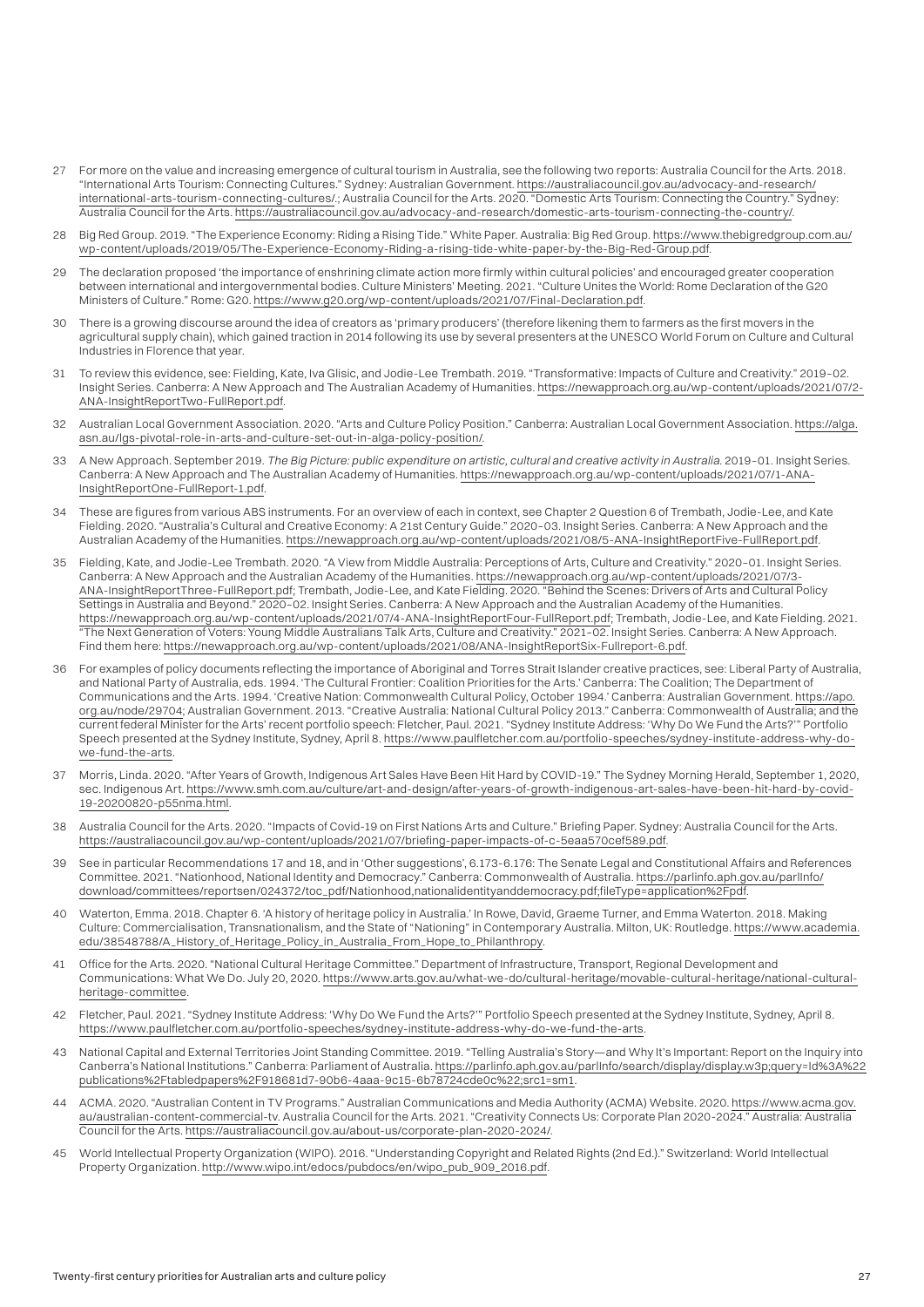27 For more on the value and increasing emergence of cultural tourism in Australia, see the following two reports: Australia Council for the Arts. 2018. "International Arts Tourism: Connecting Cultures." Sydney: Australian Government. https://australiacouncil.gov.au/advocacy-and-research/international-arts-tourism-connecting-cultures/.; Australia Council for the Arts. 2020. "Domestic Arts Tourism: Connecting the Country." Sydney: Australia Council for the Arts. https://australiacouncil.gov.au/advocacy-and-research/domestic-arts-tourism-connecting-the-country/.

28 Big Red Group. 2019. "The Experience Economy: Riding a Rising Tide." White Paper. Australia: Big Red Group. https://www.thebigredgroup.com.au/wp-content/uploads/2019/05/The-Experience-Economy-Riding-a-rising-tide-white-paper-by-the-Big-Red-Group.pdf.

29 The declaration proposed 'the importance of enshrining climate action more firmly within cultural policies' and encouraged greater cooperation between international and intergovernmental bodies. Culture Ministers' Meeting. 2021. "Culture Unites the World: Rome Declaration of the G20 Ministers of Culture." Rome: G20. https://www.g20.org/wp-content/uploads/2021/07/Final-Declaration.pdf.

30 There is a growing discourse around the idea of creators as 'primary producers' (therefore likening them to farmers as the first movers in the agricultural supply chain), which gained traction in 2014 following its use by several presenters at the UNESCO World Forum on Culture and Cultural Industries in Florence that year.

31 To review this evidence, see: Fielding, Kate, Iva Glisic, and Jodie-Lee Trembath. 2019. "Transformative: Impacts of Culture and Creativity." 2019–02. Insight Series. Canberra: A New Approach and The Australian Academy of Humanities. https://newapproach.org.au/wp-content/uploads/2021/07/2-ANA-InsightReportTwo-FullReport.pdf.

32 Australian Local Government Association. 2020. "Arts and Culture Policy Position." Canberra: Australian Local Government Association. https://alga.asn.au/lgs-pivotal-role-in-arts-and-culture-set-out-in-alga-policy-position/.

33 A New Approach. September 2019. *The Big Picture: public expenditure on artistic, cultural and creative activity in Australia.* 2019–01. Insight Series. Canberra: A New Approach and The Australian Academy of Humanities. https://newapproach.org.au/wp-content/uploads/2021/07/1-ANA-InsightReportOne-FullReport-1.pdf.

34 These are figures from various ABS instruments. For an overview of each in context, see Chapter 2 Question 6 of Trembath, Jodie-Lee, and Kate Fielding. 2020. "Australia's Cultural and Creative Economy: A 21st Century Guide." 2020–03. Insight Series. Canberra: A New Approach and the Australian Academy of the Humanities. https://newapproach.org.au/wp-content/uploads/2021/08/5-ANA-InsightReportFive-FullReport.pdf.

35 Fielding, Kate, and Jodie-Lee Trembath. 2020. "A View from Middle Australia: Perceptions of Arts, Culture and Creativity." 2020–01. Insight Series. Canberra: A New Approach and the Australian Academy of the Humanities. https://newapproach.org.au/wp-content/uploads/2021/07/3-ANA-InsightReportThree-FullReport.pdf; Trembath, Jodie-Lee, and Kate Fielding. 2020. "Behind the Scenes: Drivers of Arts and Cultural Policy Settings in Australia and Beyond." 2020–02. Insight Series. Canberra: A New Approach and the Australian Academy of the Humanities. https://newapproach.org.au/wp-content/uploads/2021/07/4-ANA-InsightReportFour-FullReport.pdf; Trembath, Jodie-Lee, and Kate Fielding. 2021. "The Next Generation of Voters: Young Middle Australians Talk Arts, Culture and Creativity." 2021–02. Insight Series. Canberra: A New Approach. Find them here: https://newapproach.org.au/wp-content/uploads/2021/08/ANA-InsightReportSix-Fullreport-6.pdf.

36 For examples of policy documents reflecting the importance of Aboriginal and Torres Strait Islander creative practices, see: Liberal Party of Australia, and National Party of Australia, eds. 1994. 'The Cultural Frontier: Coalition Priorities for the Arts.' Canberra: The Coalition; The Department of Communications and the Arts. 1994. 'Creative Nation: Commonwealth Cultural Policy, October 1994.' Canberra: Australian Government. https://apo.org.au/node/29704; Australian Government. 2013. "Creative Australia: National Cultural Policy 2013." Canberra: Commonwealth of Australia; and the current federal Minister for the Arts' recent portfolio speech: Fletcher, Paul. 2021. "Sydney Institute Address: 'Why Do We Fund the Arts?'" Portfolio Speech presented at the Sydney Institute, Sydney, April 8. https://www.paulfletcher.com.au/portfolio-speeches/sydney-institute-address-why-do-we-fund-the-arts.

37 Morris, Linda. 2020. "After Years of Growth, Indigenous Art Sales Have Been Hit Hard by COVID-19." The Sydney Morning Herald, September 1, 2020, sec. Indigenous Art. https://www.smh.com.au/culture/art-and-design/after-years-of-growth-indigenous-art-sales-have-been-hit-hard-by-covid-19-20200820-p55nma.html.

38 Australia Council for the Arts. 2020. "Impacts of Covid-19 on First Nations Arts and Culture." Briefing Paper. Sydney: Australia Council for the Arts. https://australiacouncil.gov.au/wp-content/uploads/2021/07/briefing-paper-impacts-of-c-5eaa570cef589.pdf.

39 See in particular Recommendations 17 and 18, and in 'Other suggestions', 6.173-6.176: The Senate Legal and Constitutional Affairs and References Committee. 2021. "Nationhood, National Identity and Democracy." Canberra: Commonwealth of Australia. https://parlinfo.aph.gov.au/parlInfo/download/committees/reportsen/024372/toc_pdf/Nationhood,nationalidentityanddemocracy.pdf;fileType=application%2Fpdf.

40 Waterton, Emma. 2018. Chapter 6. 'A history of heritage policy in Australia.' In Rowe, David, Graeme Turner, and Emma Waterton. 2018. Making Culture: Commercialisation, Transnationalism, and the State of "Nationing" in Contemporary Australia. Milton, UK: Routledge. https://www.academia.edu/38548788/A_History_of_Heritage_Policy_in_Australia_From_Hope_to_Philanthropy.

41 Office for the Arts. 2020. "National Cultural Heritage Committee." Department of Infrastructure, Transport, Regional Development and Communications: What We Do. July 20, 2020. https://www.arts.gov.au/what-we-do/cultural-heritage/movable-cultural-heritage/national-cultural-heritage-committee.

42 Fletcher, Paul. 2021. "Sydney Institute Address: 'Why Do We Fund the Arts?'" Portfolio Speech presented at the Sydney Institute, Sydney, April 8. https://www.paulfletcher.com.au/portfolio-speeches/sydney-institute-address-why-do-we-fund-the-arts.

43 National Capital and External Territories Joint Standing Committee. 2019. "Telling Australia's Story—and Why It's Important: Report on the Inquiry into Canberra's National Institutions." Canberra: Parliament of Australia. https://parlinfo.aph.gov.au/parlInfo/search/display/display.w3p;query=Id%3A%22publications%2Ftabledpapers%2F918681d7-90b6-4aaa-9c15-6b78724cde0c%22;src1=sm1.

44 ACMA. 2020. "Australian Content in TV Programs." Australian Communications and Media Authority (ACMA) Website. 2020. https://www.acma.gov.au/australian-content-commercial-tv. Australia Council for the Arts. 2021. "Creativity Connects Us: Corporate Plan 2020-2024." Australia: Australia Council for the Arts. https://australiacouncil.gov.au/about-us/corporate-plan-2020-2024/.

45 World Intellectual Property Organization (WIPO). 2016. "Understanding Copyright and Related Rights (2nd Ed.)." Switzerland: World Intellectual Property Organization. http://www.wipo.int/edocs/pubdocs/en/wipo_pub_909_2016.pdf.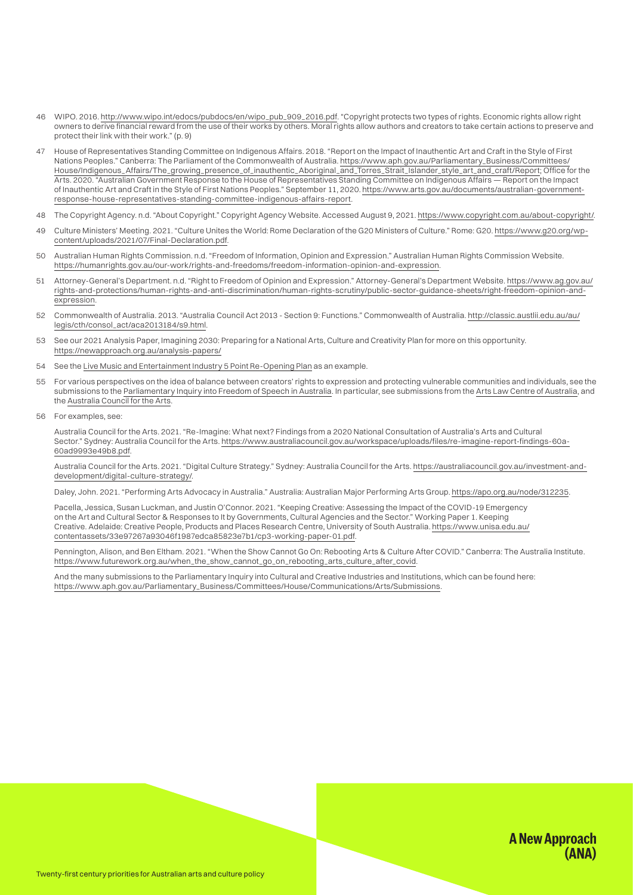46 WIPO. 2016. http://www.wipo.int/edocs/pubdocs/en/wipo_pub_909_2016.pdf. "Copyright protects two types of rights. Economic rights allow right owners to derive financial reward from the use of their works by others. Moral rights allow authors and creators to take certain actions to preserve and protect their link with their work." (p. 9)

47 House of Representatives Standing Committee on Indigenous Affairs. 2018. "Report on the Impact of Inauthentic Art and Craft in the Style of First Nations Peoples." Canberra: The Parliament of the Commonwealth of Australia. https://www.aph.gov.au/Parliamentary_Business/Committees/House/Indigenous_Affairs/The_growing_presence_of_inauthentic_Aboriginal_and_Torres_Strait_Islander_style_art_and_craft/Report; Office for the Arts. 2020. "Australian Government Response to the House of Representatives Standing Committee on Indigenous Affairs — Report on the Impact of Inauthentic Art and Craft in the Style of First Nations Peoples." September 11, 2020. https://www.arts.gov.au/documents/australian-government-response-house-representatives-standing-committee-indigenous-affairs-report.

48 The Copyright Agency. n.d. "About Copyright." Copyright Agency Website. Accessed August 9, 2021. https://www.copyright.com.au/about-copyright/.

49 Culture Ministers' Meeting. 2021. "Culture Unites the World: Rome Declaration of the G20 Ministers of Culture." Rome: G20. https://www.g20.org/wp-content/uploads/2021/07/Final-Declaration.pdf.

50 Australian Human Rights Commission. n.d. "Freedom of Information, Opinion and Expression." Australian Human Rights Commission Website. https://humanrights.gov.au/our-work/rights-and-freedoms/freedom-information-opinion-and-expression.

51 Attorney-General's Department. n.d. "Right to Freedom of Opinion and Expression." Attorney-General's Department Website. https://www.ag.gov.au/rights-and-protections/human-rights-and-anti-discrimination/human-rights-scrutiny/public-sector-guidance-sheets/right-freedom-opinion-and-expression.

52 Commonwealth of Australia. 2013. "Australia Council Act 2013 - Section 9: Functions." Commonwealth of Australia. http://classic.austlii.edu.au/au/legis/cth/consol_act/aca2013184/s9.html.

53 See our 2021 Analysis Paper, Imagining 2030: Preparing for a National Arts, Culture and Creativity Plan for more on this opportunity. https://newapproach.org.au/analysis-papers/

54 See the Live Music and Entertainment Industry 5 Point Re-Opening Plan as an example.

55 For various perspectives on the idea of balance between creators' rights to expression and protecting vulnerable communities and individuals, see the submissions to the Parliamentary Inquiry into Freedom of Speech in Australia. In particular, see submissions from the Arts Law Centre of Australia, and the Australia Council for the Arts.

56 For examples, see:

Australia Council for the Arts. 2021. "Re-Imagine: What next? Findings from a 2020 National Consultation of Australia's Arts and Cultural Sector." Sydney: Australia Council for the Arts. https://www.australiacouncil.gov.au/workspace/uploads/files/re-imagine-report-findings-60a-60ad9993e49b8.pdf.

Australia Council for the Arts. 2021. "Digital Culture Strategy." Sydney: Australia Council for the Arts. https://australiacouncil.gov.au/investment-and-development/digital-culture-strategy/.

Daley, John. 2021. "Performing Arts Advocacy in Australia." Australia: Australian Major Performing Arts Group. https://apo.org.au/node/312235.

Pacella, Jessica, Susan Luckman, and Justin O'Connor. 2021. "Keeping Creative: Assessing the Impact of the COVID-19 Emergency on the Art and Cultural Sector & Responses to It by Governments, Cultural Agencies and the Sector." Working Paper 1. Keeping Creative. Adelaide: Creative People, Products and Places Research Centre, University of South Australia. https://www.unisa.edu.au/contentassets/33e97267a93046f1987edca85823e7b1/cp3-working-paper-01.pdf.

Pennington, Alison, and Ben Eltham. 2021. "When the Show Cannot Go On: Rebooting Arts & Culture After COVID." Canberra: The Australia Institute. https://www.futurework.org.au/when_the_show_cannot_go_on_rebooting_arts_culture_after_covid.

And the many submissions to the Parliamentary Inquiry into Cultural and Creative Industries and Institutions, which can be found here: https://www.aph.gov.au/Parliamentary_Business/Committees/House/Communications/Arts/Submissions.